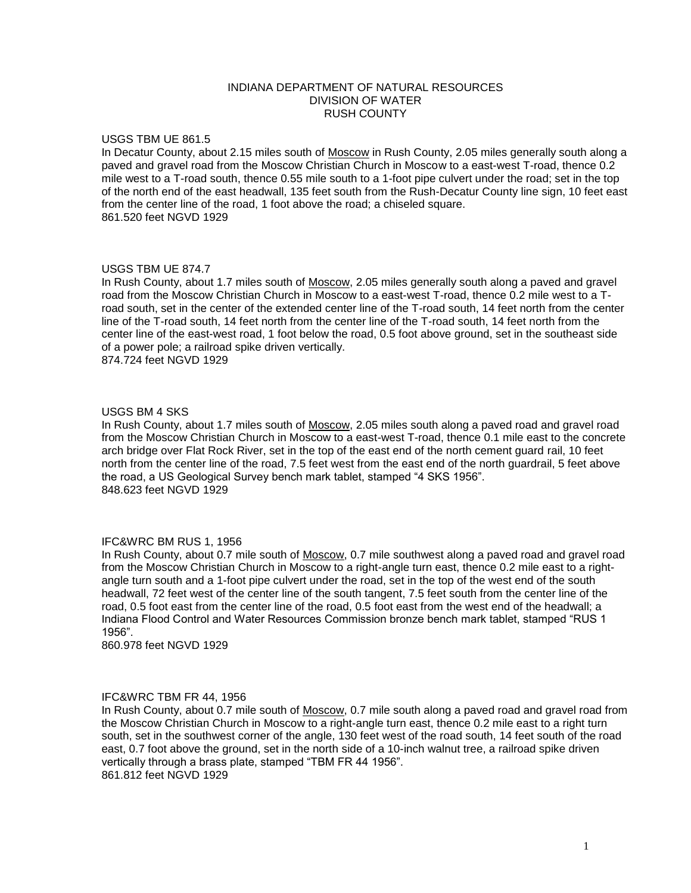# INDIANA DEPARTMENT OF NATURAL RESOURCES
## DIVISION OF WATER
## RUSH COUNTY

USGS TBM UE 861.5

In Decatur County, about 2.15 miles south of Moscow in Rush County, 2.05 miles generally south along a paved and gravel road from the Moscow Christian Church in Moscow to a east-west T-road, thence 0.2 mile west to a T-road south, thence 0.55 mile south to a 1-foot pipe culvert under the road; set in the top of the north end of the east headwall, 135 feet south from the Rush-Decatur County line sign, 10 feet east from the center line of the road, 1 foot above the road; a chiseled square.
861.520 feet NGVD 1929

USGS TBM UE 874.7

In Rush County, about 1.7 miles south of Moscow, 2.05 miles generally south along a paved and gravel road from the Moscow Christian Church in Moscow to a east-west T-road, thence 0.2 mile west to a T-road south, set in the center of the extended center line of the T-road south, 14 feet north from the center line of the T-road south, 14 feet north from the center line of the T-road south, 14 feet north from the center line of the east-west road, 1 foot below the road, 0.5 foot above ground, set in the southeast side of a power pole; a railroad spike driven vertically.
874.724 feet NGVD 1929

USGS BM 4 SKS

In Rush County, about 1.7 miles south of Moscow, 2.05 miles south along a paved road and gravel road from the Moscow Christian Church in Moscow to a east-west T-road, thence 0.1 mile east to the concrete arch bridge over Flat Rock River, set in the top of the east end of the north cement guard rail, 10 feet north from the center line of the road, 7.5 feet west from the east end of the north guardrail, 5 feet above the road, a US Geological Survey bench mark tablet, stamped "4 SKS 1956".
848.623 feet NGVD 1929

IFC&WRC BM RUS 1, 1956

In Rush County, about 0.7 mile south of Moscow, 0.7 mile southwest along a paved road and gravel road from the Moscow Christian Church in Moscow to a right-angle turn east, thence 0.2 mile east to a right-angle turn south and a 1-foot pipe culvert under the road, set in the top of the west end of the south headwall, 72 feet west of the center line of the south tangent, 7.5 feet south from the center line of the road, 0.5 foot east from the center line of the road, 0.5 foot east from the west end of the headwall; a Indiana Flood Control and Water Resources Commission bronze bench mark tablet, stamped "RUS 1 1956".
860.978 feet NGVD 1929

IFC&WRC TBM FR 44, 1956

In Rush County, about 0.7 mile south of Moscow, 0.7 mile south along a paved road and gravel road from the Moscow Christian Church in Moscow to a right-angle turn east, thence 0.2 mile east to a right turn south, set in the southwest corner of the angle, 130 feet west of the road south, 14 feet south of the road east, 0.7 foot above the ground, set in the north side of a 10-inch walnut tree, a railroad spike driven vertically through a brass plate, stamped "TBM FR 44 1956".
861.812 feet NGVD 1929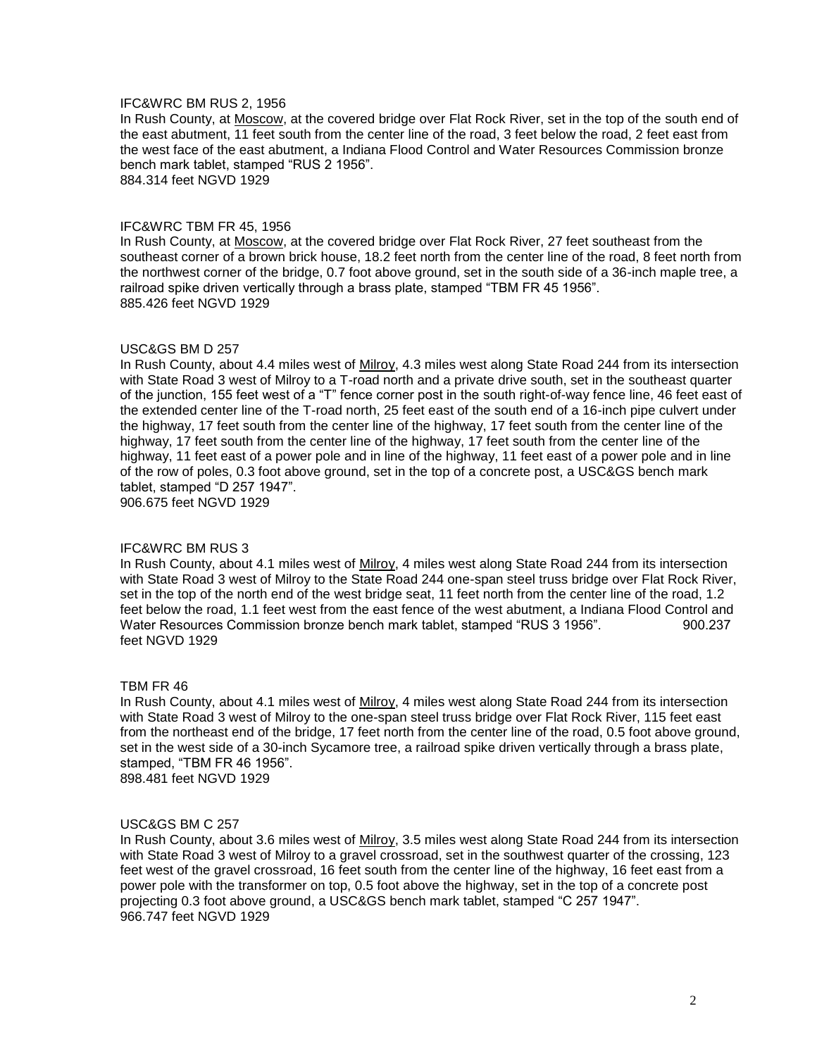IFC&WRC BM RUS 2, 1956

In Rush County, at Moscow, at the covered bridge over Flat Rock River, set in the top of the south end of the east abutment, 11 feet south from the center line of the road, 3 feet below the road, 2 feet east from the west face of the east abutment, a Indiana Flood Control and Water Resources Commission bronze bench mark tablet, stamped "RUS 2 1956".
884.314 feet NGVD 1929

IFC&WRC TBM FR 45, 1956

In Rush County, at Moscow, at the covered bridge over Flat Rock River, 27 feet southeast from the southeast corner of a brown brick house, 18.2 feet north from the center line of the road, 8 feet north from the northwest corner of the bridge, 0.7 foot above ground, set in the south side of a 36-inch maple tree, a railroad spike driven vertically through a brass plate, stamped "TBM FR 45 1956".
885.426 feet NGVD 1929

USC&GS BM D 257

In Rush County, about 4.4 miles west of Milroy, 4.3 miles west along State Road 244 from its intersection with State Road 3 west of Milroy to a T-road north and a private drive south, set in the southeast quarter of the junction, 155 feet west of a "T" fence corner post in the south right-of-way fence line, 46 feet east of the extended center line of the T-road north, 25 feet east of the south end of a 16-inch pipe culvert under the highway, 17 feet south from the center line of the highway, 17 feet south from the center line of the highway, 17 feet south from the center line of the highway, 17 feet south from the center line of the highway, 11 feet east of a power pole and in line of the highway, 11 feet east of a power pole and in line of the row of poles, 0.3 foot above ground, set in the top of a concrete post, a USC&GS bench mark tablet, stamped "D 257 1947".
906.675 feet NGVD 1929

IFC&WRC BM RUS 3

In Rush County, about 4.1 miles west of Milroy, 4 miles west along State Road 244 from its intersection with State Road 3 west of Milroy to the State Road 244 one-span steel truss bridge over Flat Rock River, set in the top of the north end of the west bridge seat, 11 feet north from the center line of the road, 1.2 feet below the road, 1.1 feet west from the east fence of the west abutment, a Indiana Flood Control and Water Resources Commission bronze bench mark tablet, stamped "RUS 3 1956". 900.237 feet NGVD 1929

TBM FR 46

In Rush County, about 4.1 miles west of Milroy, 4 miles west along State Road 244 from its intersection with State Road 3 west of Milroy to the one-span steel truss bridge over Flat Rock River, 115 feet east from the northeast end of the bridge, 17 feet north from the center line of the road, 0.5 foot above ground, set in the west side of a 30-inch Sycamore tree, a railroad spike driven vertically through a brass plate, stamped, "TBM FR 46 1956".
898.481 feet NGVD 1929

USC&GS BM C 257

In Rush County, about 3.6 miles west of Milroy, 3.5 miles west along State Road 244 from its intersection with State Road 3 west of Milroy to a gravel crossroad, set in the southwest quarter of the crossing, 123 feet west of the gravel crossroad, 16 feet south from the center line of the highway, 16 feet east from a power pole with the transformer on top, 0.5 foot above the highway, set in the top of a concrete post projecting 0.3 foot above ground, a USC&GS bench mark tablet, stamped "C 257 1947".
966.747 feet NGVD 1929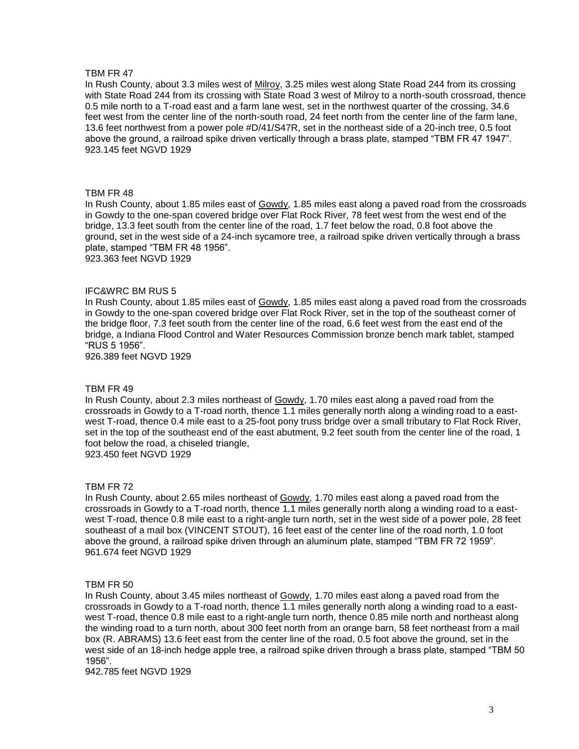TBM FR 47

In Rush County, about 3.3 miles west of <u>Milroy</u>, 3.25 miles west along State Road 244 from its crossing with State Road 244 from its crossing with State Road 3 west of Milroy to a north-south crossroad, thence 0.5 mile north to a T-road east and a farm lane west, set in the northwest quarter of the crossing, 34.6 feet west from the center line of the north-south road, 24 feet north from the center line of the farm lane, 13.6 feet northwest from a power pole #D/41/S47R, set in the northeast side of a 20-inch tree, 0.5 foot above the ground, a railroad spike driven vertically through a brass plate, stamped "TBM FR 47 1947".
923.145 feet NGVD 1929

TBM FR 48

In Rush County, about 1.85 miles east of <u>Gowdy</u>, 1.85 miles east along a paved road from the crossroads in Gowdy to the one-span covered bridge over Flat Rock River, 78 feet west from the west end of the bridge, 13.3 feet south from the center line of the road, 1.7 feet below the road, 0.8 foot above the ground, set in the west side of a 24-inch sycamore tree, a railroad spike driven vertically through a brass plate, stamped "TBM FR 48 1956".
923.363 feet NGVD 1929

IFC&WRC BM RUS 5

In Rush County, about 1.85 miles east of <u>Gowdy</u>, 1.85 miles east along a paved road from the crossroads in Gowdy to the one-span covered bridge over Flat Rock River, set in the top of the southeast corner of the bridge floor, 7.3 feet south from the center line of the road, 6.6 feet west from the east end of the bridge, a Indiana Flood Control and Water Resources Commission bronze bench mark tablet, stamped "RUS 5 1956".
926.389 feet NGVD 1929

TBM FR 49

In Rush County, about 2.3 miles northeast of <u>Gowdy</u>, 1.70 miles east along a paved road from the crossroads in Gowdy to a T-road north, thence 1.1 miles generally north along a winding road to a east-west T-road, thence 0.4 mile east to a 25-foot pony truss bridge over a small tributary to Flat Rock River, set in the top of the southeast end of the east abutment, 9.2 feet south from the center line of the road, 1 foot below the road, a chiseled triangle,
923.450 feet NGVD 1929

TBM FR 72

In Rush County, about 2.65 miles northeast of <u>Gowdy</u>, 1.70 miles east along a paved road from the crossroads in Gowdy to a T-road north, thence 1.1 miles generally north along a winding road to a east-west T-road, thence 0.8 mile east to a right-angle turn north, set in the west side of a power pole, 28 feet southeast of a mail box (VINCENT STOUT), 16 feet east of the center line of the road north, 1.0 foot above the ground, a railroad spike driven through an aluminum plate, stamped "TBM FR 72 1959".
961.674 feet NGVD 1929

TBM FR 50

In Rush County, about 3.45 miles northeast of <u>Gowdy</u>, 1.70 miles east along a paved road from the crossroads in Gowdy to a T-road north, thence 1.1 miles generally north along a winding road to a east-west T-road, thence 0.8 mile east to a right-angle turn north, thence 0.85 mile north and northeast along the winding road to a turn north, about 300 feet north from an orange barn, 58 feet northeast from a mail box (R. ABRAMS) 13.6 feet east from the center line of the road, 0.5 foot above the ground, set in the west side of an 18-inch hedge apple tree, a railroad spike driven through a brass plate, stamped "TBM 50 1956".
942.785 feet NGVD 1929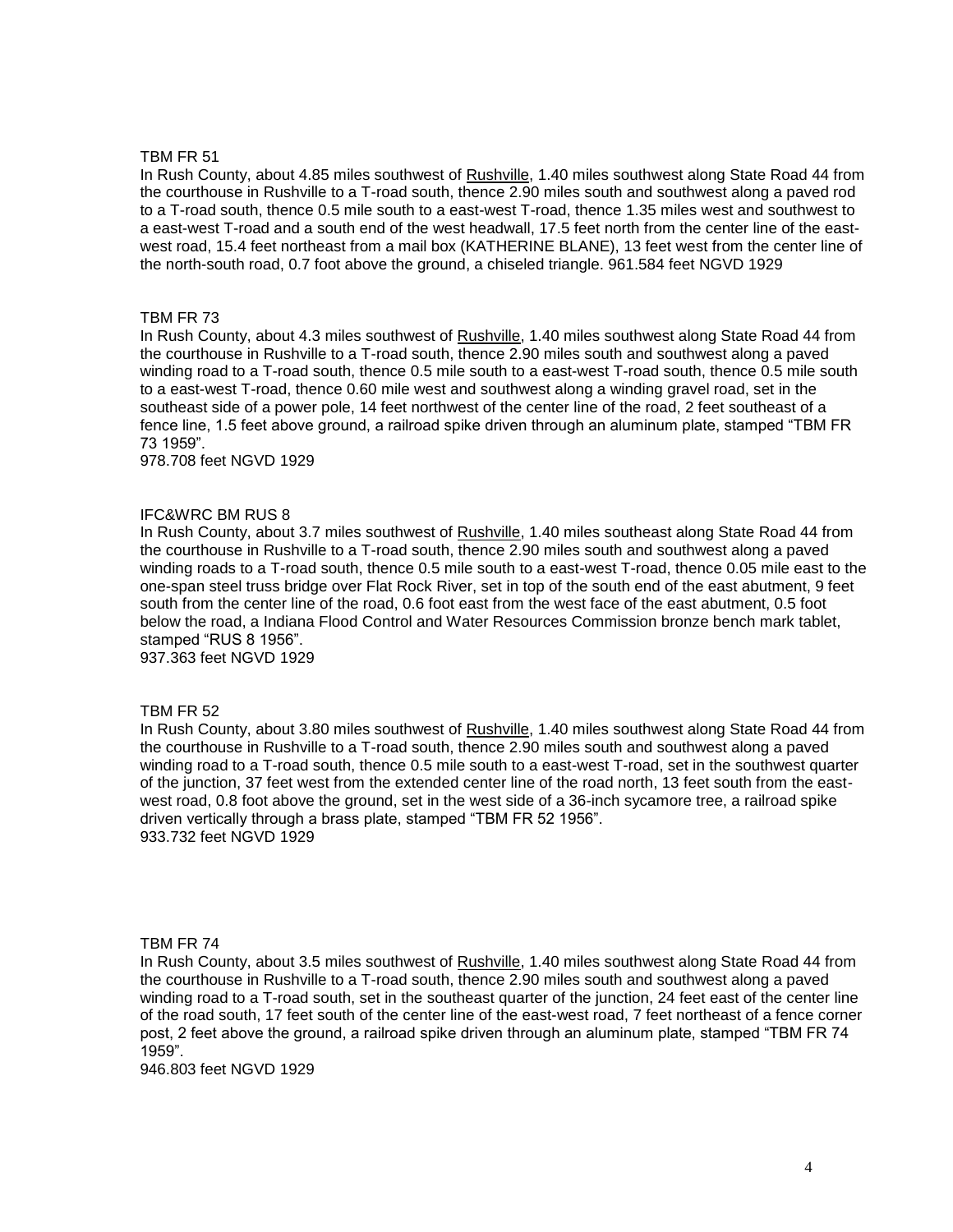TBM FR 51

In Rush County, about 4.85 miles southwest of Rushville, 1.40 miles southwest along State Road 44 from the courthouse in Rushville to a T-road south, thence 2.90 miles south and southwest along a paved rod to a T-road south, thence 0.5 mile south to a east-west T-road, thence 1.35 miles west and southwest to a east-west T-road and a south end of the west headwall, 17.5 feet north from the center line of the east-west road, 15.4 feet northeast from a mail box (KATHERINE BLANE), 13 feet west from the center line of the north-south road, 0.7 foot above the ground, a chiseled triangle. 961.584 feet NGVD 1929

TBM FR 73

In Rush County, about 4.3 miles southwest of Rushville, 1.40 miles southwest along State Road 44 from the courthouse in Rushville to a T-road south, thence 2.90 miles south and southwest along a paved winding road to a T-road south, thence 0.5 mile south to a east-west T-road south, thence 0.5 mile south to a east-west T-road, thence 0.60 mile west and southwest along a winding gravel road, set in the southeast side of a power pole, 14 feet northwest of the center line of the road, 2 feet southeast of a fence line, 1.5 feet above ground, a railroad spike driven through an aluminum plate, stamped “TBM FR 73 1959”.

978.708 feet NGVD 1929

IFC&WRC BM RUS 8

In Rush County, about 3.7 miles southwest of Rushville, 1.40 miles southeast along State Road 44 from the courthouse in Rushville to a T-road south, thence 2.90 miles south and southwest along a paved winding roads to a T-road south, thence 0.5 mile south to a east-west T-road, thence 0.05 mile east to the one-span steel truss bridge over Flat Rock River, set in top of the south end of the east abutment, 9 feet south from the center line of the road, 0.6 foot east from the west face of the east abutment, 0.5 foot below the road, a Indiana Flood Control and Water Resources Commission bronze bench mark tablet, stamped “RUS 8 1956”.

937.363 feet NGVD 1929

TBM FR 52

In Rush County, about 3.80 miles southwest of Rushville, 1.40 miles southwest along State Road 44 from the courthouse in Rushville to a T-road south, thence 2.90 miles south and southwest along a paved winding road to a T-road south, thence 0.5 mile south to a east-west T-road, set in the southwest quarter of the junction, 37 feet west from the extended center line of the road north, 13 feet south from the east-west road, 0.8 foot above the ground, set in the west side of a 36-inch sycamore tree, a railroad spike driven vertically through a brass plate, stamped “TBM FR 52 1956”.

933.732 feet NGVD 1929

TBM FR 74

In Rush County, about 3.5 miles southwest of Rushville, 1.40 miles southwest along State Road 44 from the courthouse in Rushville to a T-road south, thence 2.90 miles south and southwest along a paved winding road to a T-road south, set in the southeast quarter of the junction, 24 feet east of the center line of the road south, 17 feet south of the center line of the east-west road, 7 feet northeast of a fence corner post, 2 feet above the ground, a railroad spike driven through an aluminum plate, stamped “TBM FR 74 1959”.

946.803 feet NGVD 1929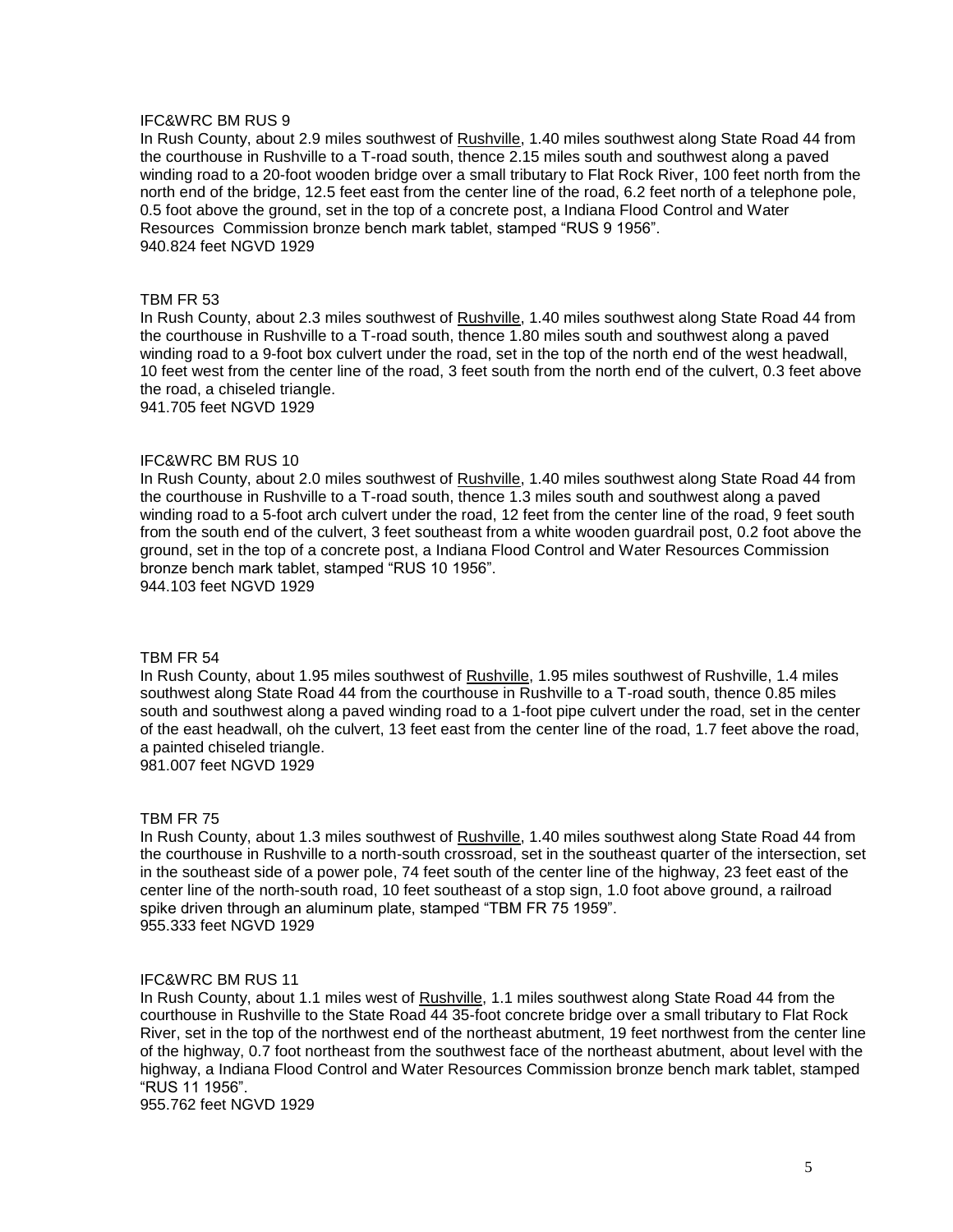IFC&WRC BM RUS 9

In Rush County, about 2.9 miles southwest of Rushville, 1.40 miles southwest along State Road 44 from the courthouse in Rushville to a T-road south, thence 2.15 miles south and southwest along a paved winding road to a 20-foot wooden bridge over a small tributary to Flat Rock River, 100 feet north from the north end of the bridge, 12.5 feet east from the center line of the road, 6.2 feet north of a telephone pole, 0.5 foot above the ground, set in the top of a concrete post, a Indiana Flood Control and Water Resources Commission bronze bench mark tablet, stamped "RUS 9 1956".
940.824 feet NGVD 1929

TBM FR 53

In Rush County, about 2.3 miles southwest of Rushville, 1.40 miles southwest along State Road 44 from the courthouse in Rushville to a T-road south, thence 1.80 miles south and southwest along a paved winding road to a 9-foot box culvert under the road, set in the top of the north end of the west headwall, 10 feet west from the center line of the road, 3 feet south from the north end of the culvert, 0.3 feet above the road, a chiseled triangle.
941.705 feet NGVD 1929

IFC&WRC BM RUS 10

In Rush County, about 2.0 miles southwest of Rushville, 1.40 miles southwest along State Road 44 from the courthouse in Rushville to a T-road south, thence 1.3 miles south and southwest along a paved winding road to a 5-foot arch culvert under the road, 12 feet from the center line of the road, 9 feet south from the south end of the culvert, 3 feet southeast from a white wooden guardrail post, 0.2 foot above the ground, set in the top of a concrete post, a Indiana Flood Control and Water Resources Commission bronze bench mark tablet, stamped "RUS 10 1956".
944.103 feet NGVD 1929

TBM FR 54

In Rush County, about 1.95 miles southwest of Rushville, 1.95 miles southwest of Rushville, 1.4 miles southwest along State Road 44 from the courthouse in Rushville to a T-road south, thence 0.85 miles south and southwest along a paved winding road to a 1-foot pipe culvert under the road, set in the center of the east headwall, oh the culvert, 13 feet east from the center line of the road, 1.7 feet above the road, a painted chiseled triangle.
981.007 feet NGVD 1929

TBM FR 75

In Rush County, about 1.3 miles southwest of Rushville, 1.40 miles southwest along State Road 44 from the courthouse in Rushville to a north-south crossroad, set in the southeast quarter of the intersection, set in the southeast side of a power pole, 74 feet south of the center line of the highway, 23 feet east of the center line of the north-south road, 10 feet southeast of a stop sign, 1.0 foot above ground, a railroad spike driven through an aluminum plate, stamped "TBM FR 75 1959".
955.333 feet NGVD 1929

IFC&WRC BM RUS 11

In Rush County, about 1.1 miles west of Rushville, 1.1 miles southwest along State Road 44 from the courthouse in Rushville to the State Road 44 35-foot concrete bridge over a small tributary to Flat Rock River, set in the top of the northwest end of the northeast abutment, 19 feet northwest from the center line of the highway, 0.7 foot northeast from the southwest face of the northeast abutment, about level with the highway, a Indiana Flood Control and Water Resources Commission bronze bench mark tablet, stamped "RUS 11 1956".
955.762 feet NGVD 1929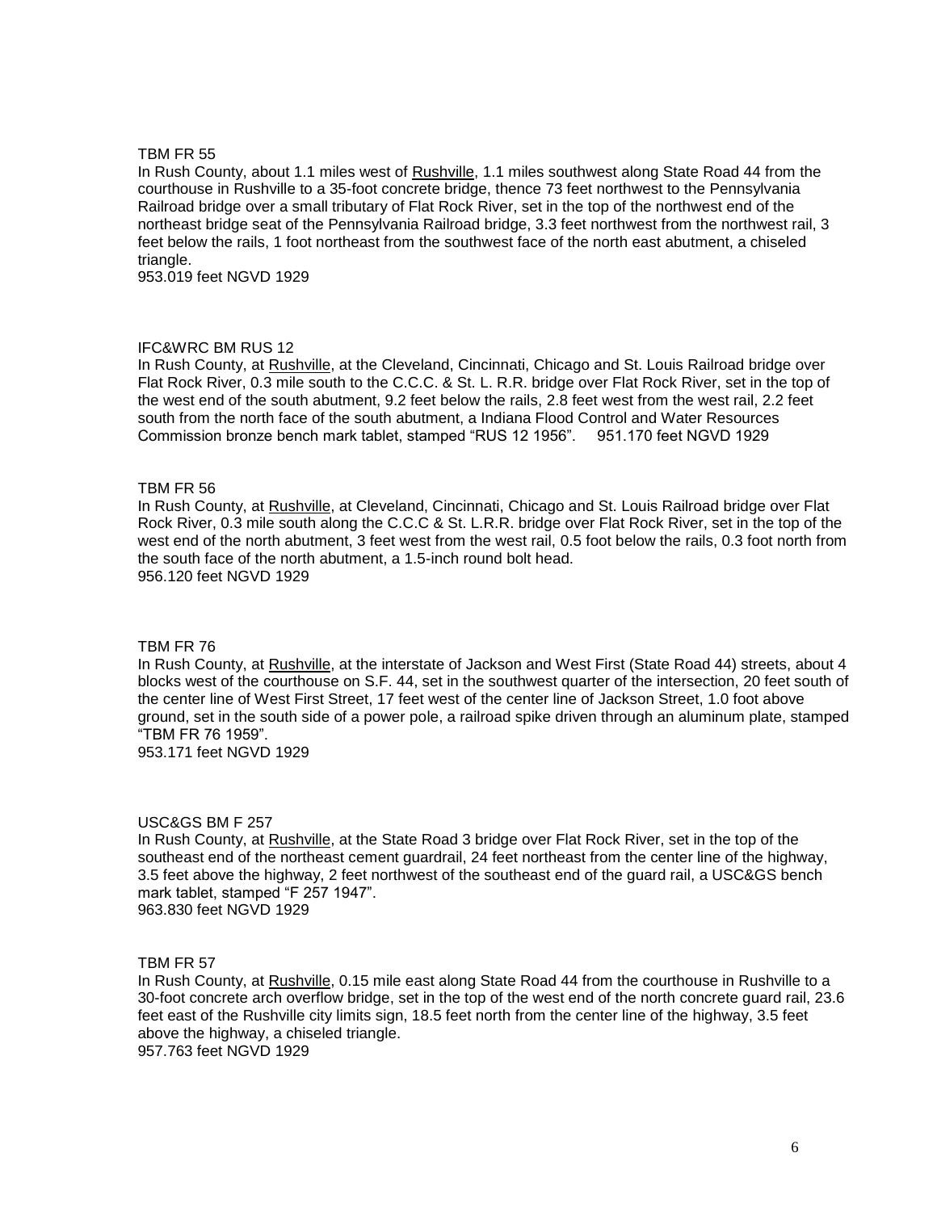TBM FR 55

In Rush County, about 1.1 miles west of Rushville, 1.1 miles southwest along State Road 44 from the courthouse in Rushville to a 35-foot concrete bridge, thence 73 feet northwest to the Pennsylvania Railroad bridge over a small tributary of Flat Rock River, set in the top of the northwest end of the northeast bridge seat of the Pennsylvania Railroad bridge, 3.3 feet northwest from the northwest rail, 3 feet below the rails, 1 foot northeast from the southwest face of the north east abutment, a chiseled triangle.
953.019 feet NGVD 1929

IFC&WRC BM RUS 12

In Rush County, at Rushville, at the Cleveland, Cincinnati, Chicago and St. Louis Railroad bridge over Flat Rock River, 0.3 mile south to the C.C.C. & St. L. R.R. bridge over Flat Rock River, set in the top of the west end of the south abutment, 9.2 feet below the rails, 2.8 feet west from the west rail, 2.2 feet south from the north face of the south abutment, a Indiana Flood Control and Water Resources Commission bronze bench mark tablet, stamped "RUS 12 1956". 951.170 feet NGVD 1929

TBM FR 56

In Rush County, at Rushville, at Cleveland, Cincinnati, Chicago and St. Louis Railroad bridge over Flat Rock River, 0.3 mile south along the C.C.C & St. L.R.R. bridge over Flat Rock River, set in the top of the west end of the north abutment, 3 feet west from the west rail, 0.5 foot below the rails, 0.3 foot north from the south face of the north abutment, a 1.5-inch round bolt head.
956.120 feet NGVD 1929

TBM FR 76

In Rush County, at Rushville, at the interstate of Jackson and West First (State Road 44) streets, about 4 blocks west of the courthouse on S.F. 44, set in the southwest quarter of the intersection, 20 feet south of the center line of West First Street, 17 feet west of the center line of Jackson Street, 1.0 foot above ground, set in the south side of a power pole, a railroad spike driven through an aluminum plate, stamped "TBM FR 76 1959".
953.171 feet NGVD 1929

USC&GS BM F 257

In Rush County, at Rushville, at the State Road 3 bridge over Flat Rock River, set in the top of the southeast end of the northeast cement guardrail, 24 feet northeast from the center line of the highway, 3.5 feet above the highway, 2 feet northwest of the southeast end of the guard rail, a USC&GS bench mark tablet, stamped "F 257 1947".
963.830 feet NGVD 1929

TBM FR 57

In Rush County, at Rushville, 0.15 mile east along State Road 44 from the courthouse in Rushville to a 30-foot concrete arch overflow bridge, set in the top of the west end of the north concrete guard rail, 23.6 feet east of the Rushville city limits sign, 18.5 feet north from the center line of the highway, 3.5 feet above the highway, a chiseled triangle.
957.763 feet NGVD 1929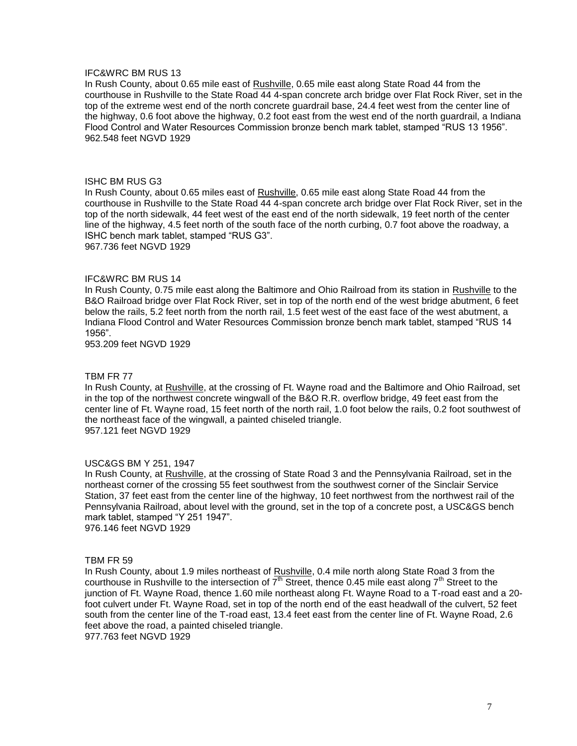IFC&WRC BM RUS 13

In Rush County, about 0.65 mile east of Rushville, 0.65 mile east along State Road 44 from the courthouse in Rushville to the State Road 44 4-span concrete arch bridge over Flat Rock River, set in the top of the extreme west end of the north concrete guardrail base, 24.4 feet west from the center line of the highway, 0.6 foot above the highway, 0.2 foot east from the west end of the north guardrail, a Indiana Flood Control and Water Resources Commission bronze bench mark tablet, stamped "RUS 13 1956".
962.548 feet NGVD 1929

ISHC BM RUS G3

In Rush County, about 0.65 miles east of Rushville, 0.65 mile east along State Road 44 from the courthouse in Rushville to the State Road 44 4-span concrete arch bridge over Flat Rock River, set in the top of the north sidewalk, 44 feet west of the east end of the north sidewalk, 19 feet north of the center line of the highway, 4.5 feet north of the south face of the north curbing, 0.7 foot above the roadway, a ISHC bench mark tablet, stamped "RUS G3".
967.736 feet NGVD 1929

IFC&WRC BM RUS 14

In Rush County, 0.75 mile east along the Baltimore and Ohio Railroad from its station in Rushville to the B&O Railroad bridge over Flat Rock River, set in top of the north end of the west bridge abutment, 6 feet below the rails, 5.2 feet north from the north rail, 1.5 feet west of the east face of the west abutment, a Indiana Flood Control and Water Resources Commission bronze bench mark tablet, stamped "RUS 14 1956".
953.209 feet NGVD 1929

TBM FR 77

In Rush County, at Rushville, at the crossing of Ft. Wayne road and the Baltimore and Ohio Railroad, set in the top of the northwest concrete wingwall of the B&O R.R. overflow bridge, 49 feet east from the center line of Ft. Wayne road, 15 feet north of the north rail, 1.0 foot below the rails, 0.2 foot southwest of the northeast face of the wingwall, a painted chiseled triangle.
957.121 feet NGVD 1929

USC&GS BM Y 251, 1947

In Rush County, at Rushville, at the crossing of State Road 3 and the Pennsylvania Railroad, set in the northeast corner of the crossing 55 feet southwest from the southwest corner of the Sinclair Service Station, 37 feet east from the center line of the highway, 10 feet northwest from the northwest rail of the Pennsylvania Railroad, about level with the ground, set in the top of a concrete post, a USC&GS bench mark tablet, stamped "Y 251 1947".
976.146 feet NGVD 1929

TBM FR 59

In Rush County, about 1.9 miles northeast of Rushville, 0.4 mile north along State Road 3 from the courthouse in Rushville to the intersection of 7th Street, thence 0.45 mile east along 7th Street to the junction of Ft. Wayne Road, thence 1.60 mile northeast along Ft. Wayne Road to a T-road east and a 20-foot culvert under Ft. Wayne Road, set in top of the north end of the east headwall of the culvert, 52 feet south from the center line of the T-road east, 13.4 feet east from the center line of Ft. Wayne Road, 2.6 feet above the road, a painted chiseled triangle.
977.763 feet NGVD 1929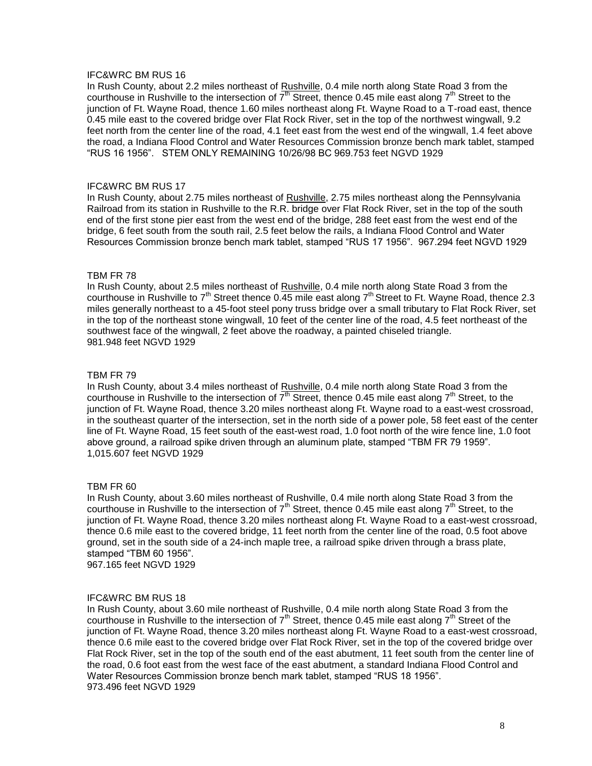IFC&WRC BM RUS 16

In Rush County, about 2.2 miles northeast of Rushville, 0.4 mile north along State Road 3 from the courthouse in Rushville to the intersection of 7th Street, thence 0.45 mile east along 7th Street to the junction of Ft. Wayne Road, thence 1.60 miles northeast along Ft. Wayne Road to a T-road east, thence 0.45 mile east to the covered bridge over Flat Rock River, set in the top of the northwest wingwall, 9.2 feet north from the center line of the road, 4.1 feet east from the west end of the wingwall, 1.4 feet above the road, a Indiana Flood Control and Water Resources Commission bronze bench mark tablet, stamped "RUS 16 1956". STEM ONLY REMAINING 10/26/98 BC 969.753 feet NGVD 1929

IFC&WRC BM RUS 17

In Rush County, about 2.75 miles northeast of Rushville, 2.75 miles northeast along the Pennsylvania Railroad from its station in Rushville to the R.R. bridge over Flat Rock River, set in the top of the south end of the first stone pier east from the west end of the bridge, 288 feet east from the west end of the bridge, 6 feet south from the south rail, 2.5 feet below the rails, a Indiana Flood Control and Water Resources Commission bronze bench mark tablet, stamped "RUS 17 1956". 967.294 feet NGVD 1929

TBM FR 78

In Rush County, about 2.5 miles northeast of Rushville, 0.4 mile north along State Road 3 from the courthouse in Rushville to 7th Street thence 0.45 mile east along 7th Street to Ft. Wayne Road, thence 2.3 miles generally northeast to a 45-foot steel pony truss bridge over a small tributary to Flat Rock River, set in the top of the northeast stone wingwall, 10 feet of the center line of the road, 4.5 feet northeast of the southwest face of the wingwall, 2 feet above the roadway, a painted chiseled triangle.
981.948 feet NGVD 1929

TBM FR 79

In Rush County, about 3.4 miles northeast of Rushville, 0.4 mile north along State Road 3 from the courthouse in Rushville to the intersection of 7th Street, thence 0.45 mile east along 7th Street, to the junction of Ft. Wayne Road, thence 3.20 miles northeast along Ft. Wayne road to a east-west crossroad, in the southeast quarter of the intersection, set in the north side of a power pole, 58 feet east of the center line of Ft. Wayne Road, 15 feet south of the east-west road, 1.0 foot north of the wire fence line, 1.0 foot above ground, a railroad spike driven through an aluminum plate, stamped "TBM FR 79 1959".
1,015.607 feet NGVD 1929

TBM FR 60

In Rush County, about 3.60 miles northeast of Rushville, 0.4 mile north along State Road 3 from the courthouse in Rushville to the intersection of 7th Street, thence 0.45 mile east along 7th Street, to the junction of Ft. Wayne Road, thence 3.20 miles northeast along Ft. Wayne Road to a east-west crossroad, thence 0.6 mile east to the covered bridge, 11 feet north from the center line of the road, 0.5 foot above ground, set in the south side of a 24-inch maple tree, a railroad spike driven through a brass plate, stamped "TBM 60 1956".
967.165 feet NGVD 1929

IFC&WRC BM RUS 18

In Rush County, about 3.60 mile northeast of Rushville, 0.4 mile north along State Road 3 from the courthouse in Rushville to the intersection of 7th Street, thence 0.45 mile east along 7th Street of the junction of Ft. Wayne Road, thence 3.20 miles northeast along Ft. Wayne Road to a east-west crossroad, thence 0.6 mile east to the covered bridge over Flat Rock River, set in the top of the covered bridge over Flat Rock River, set in the top of the south end of the east abutment, 11 feet south from the center line of the road, 0.6 foot east from the west face of the east abutment, a standard Indiana Flood Control and Water Resources Commission bronze bench mark tablet, stamped "RUS 18 1956".
973.496 feet NGVD 1929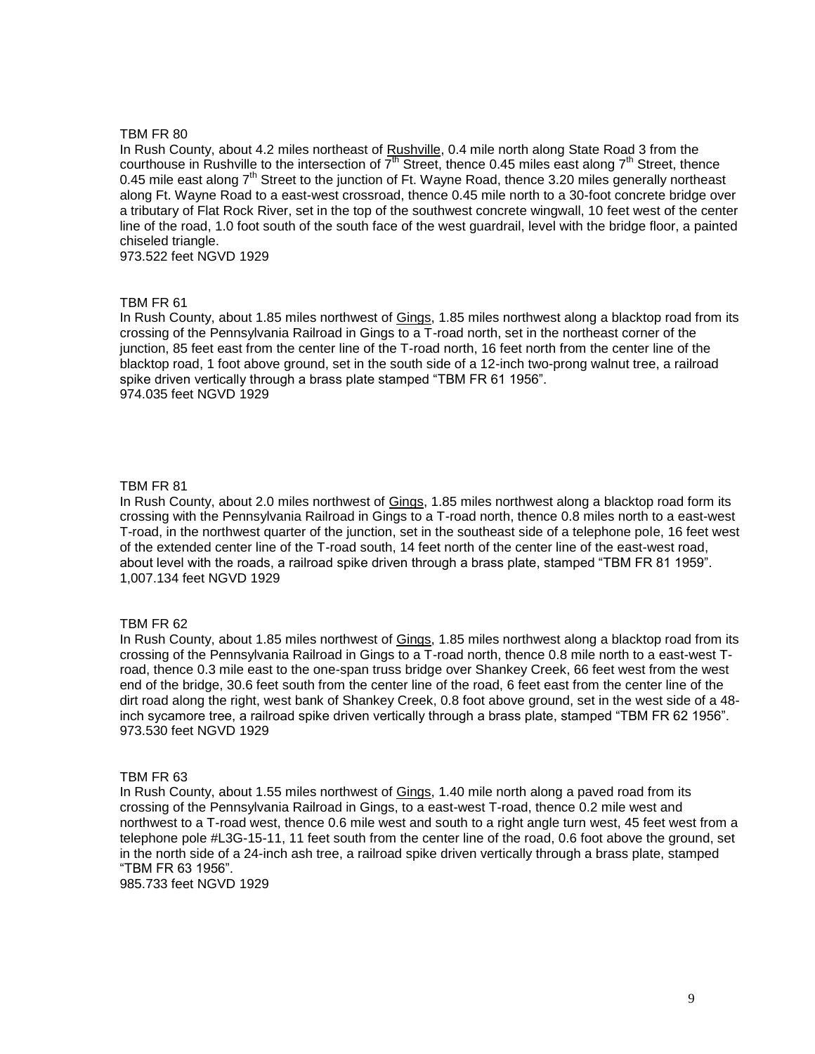TBM FR 80

In Rush County, about 4.2 miles northeast of Rushville, 0.4 mile north along State Road 3 from the courthouse in Rushville to the intersection of 7th Street, thence 0.45 miles east along 7th Street, thence 0.45 mile east along 7th Street to the junction of Ft. Wayne Road, thence 3.20 miles generally northeast along Ft. Wayne Road to a east-west crossroad, thence 0.45 mile north to a 30-foot concrete bridge over a tributary of Flat Rock River, set in the top of the southwest concrete wingwall, 10 feet west of the center line of the road, 1.0 foot south of the south face of the west guardrail, level with the bridge floor, a painted chiseled triangle.
973.522 feet NGVD 1929

TBM FR 61

In Rush County, about 1.85 miles northwest of Gings, 1.85 miles northwest along a blacktop road from its crossing of the Pennsylvania Railroad in Gings to a T-road north, set in the northeast corner of the junction, 85 feet east from the center line of the T-road north, 16 feet north from the center line of the blacktop road, 1 foot above ground, set in the south side of a 12-inch two-prong walnut tree, a railroad spike driven vertically through a brass plate stamped "TBM FR 61 1956".
974.035 feet NGVD 1929

TBM FR 81

In Rush County, about 2.0 miles northwest of Gings, 1.85 miles northwest along a blacktop road form its crossing with the Pennsylvania Railroad in Gings to a T-road north, thence 0.8 miles north to a east-west T-road, in the northwest quarter of the junction, set in the southeast side of a telephone pole, 16 feet west of the extended center line of the T-road south, 14 feet north of the center line of the east-west road, about level with the roads, a railroad spike driven through a brass plate, stamped "TBM FR 81 1959".
1,007.134 feet NGVD 1929

TBM FR 62

In Rush County, about 1.85 miles northwest of Gings, 1.85 miles northwest along a blacktop road from its crossing of the Pennsylvania Railroad in Gings to a T-road north, thence 0.8 mile north to a east-west T-road, thence 0.3 mile east to the one-span truss bridge over Shankey Creek, 66 feet west from the west end of the bridge, 30.6 feet south from the center line of the road, 6 feet east from the center line of the dirt road along the right, west bank of Shankey Creek, 0.8 foot above ground, set in the west side of a 48-inch sycamore tree, a railroad spike driven vertically through a brass plate, stamped "TBM FR 62 1956".
973.530 feet NGVD 1929

TBM FR 63

In Rush County, about 1.55 miles northwest of Gings, 1.40 mile north along a paved road from its crossing of the Pennsylvania Railroad in Gings, to a east-west T-road, thence 0.2 mile west and northwest to a T-road west, thence 0.6 mile west and south to a right angle turn west, 45 feet west from a telephone pole #L3G-15-11, 11 feet south from the center line of the road, 0.6 foot above the ground, set in the north side of a 24-inch ash tree, a railroad spike driven vertically through a brass plate, stamped "TBM FR 63 1956".
985.733 feet NGVD 1929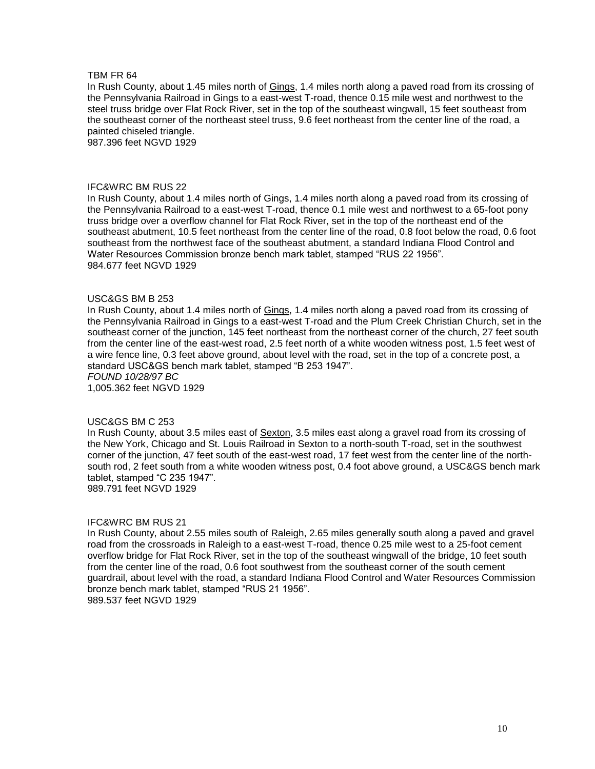TBM FR 64

In Rush County, about 1.45 miles north of Gings, 1.4 miles north along a paved road from its crossing of the Pennsylvania Railroad in Gings to a east-west T-road, thence 0.15 mile west and northwest to the steel truss bridge over Flat Rock River, set in the top of the southeast wingwall, 15 feet southeast from the southeast corner of the northeast steel truss, 9.6 feet northeast from the center line of the road, a painted chiseled triangle.
987.396 feet NGVD 1929

IFC&WRC BM RUS 22

In Rush County, about 1.4 miles north of Gings, 1.4 miles north along a paved road from its crossing of the Pennsylvania Railroad to a east-west T-road, thence 0.1 mile west and northwest to a 65-foot pony truss bridge over a overflow channel for Flat Rock River, set in the top of the northeast end of the southeast abutment, 10.5 feet northeast from the center line of the road, 0.8 foot below the road, 0.6 foot southeast from the northwest face of the southeast abutment, a standard Indiana Flood Control and Water Resources Commission bronze bench mark tablet, stamped "RUS 22 1956".
984.677 feet NGVD 1929

USC&GS BM B 253

In Rush County, about 1.4 miles north of Gings, 1.4 miles north along a paved road from its crossing of the Pennsylvania Railroad in Gings to a east-west T-road and the Plum Creek Christian Church, set in the southeast corner of the junction, 145 feet northeast from the northeast corner of the church, 27 feet south from the center line of the east-west road, 2.5 feet north of a white wooden witness post, 1.5 feet west of a wire fence line, 0.3 feet above ground, about level with the road, set in the top of a concrete post, a standard USC&GS bench mark tablet, stamped "B 253 1947".
*FOUND 10/28/97 BC*
1,005.362 feet NGVD 1929

USC&GS BM C 253

In Rush County, about 3.5 miles east of Sexton, 3.5 miles east along a gravel road from its crossing of the New York, Chicago and St. Louis Railroad in Sexton to a north-south T-road, set in the southwest corner of the junction, 47 feet south of the east-west road, 17 feet west from the center line of the north-south rod, 2 feet south from a white wooden witness post, 0.4 foot above ground, a USC&GS bench mark tablet, stamped "C 235 1947".
989.791 feet NGVD 1929

IFC&WRC BM RUS 21

In Rush County, about 2.55 miles south of Raleigh, 2.65 miles generally south along a paved and gravel road from the crossroads in Raleigh to a east-west T-road, thence 0.25 mile west to a 25-foot cement overflow bridge for Flat Rock River, set in the top of the southeast wingwall of the bridge, 10 feet south from the center line of the road, 0.6 foot southwest from the southeast corner of the south cement guardrail, about level with the road, a standard Indiana Flood Control and Water Resources Commission bronze bench mark tablet, stamped "RUS 21 1956".
989.537 feet NGVD 1929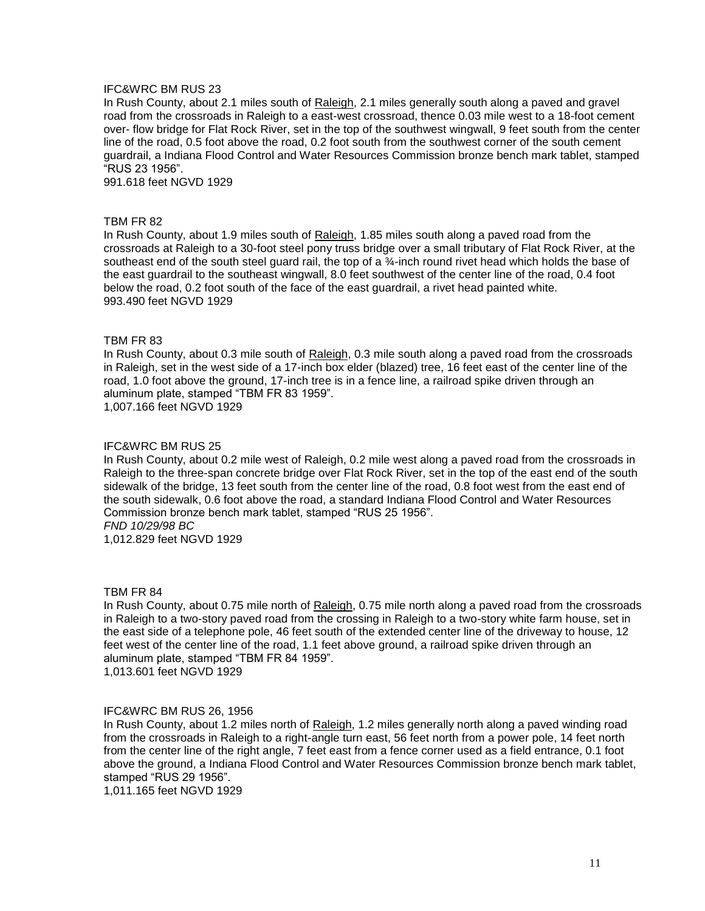IFC&WRC BM RUS 23

In Rush County, about 2.1 miles south of Raleigh, 2.1 miles generally south along a paved and gravel road from the crossroads in Raleigh to a east-west crossroad, thence 0.03 mile west to a 18-foot cement over- flow bridge for Flat Rock River, set in the top of the southwest wingwall, 9 feet south from the center line of the road, 0.5 foot above the road, 0.2 foot south from the southwest corner of the south cement guardrail, a Indiana Flood Control and Water Resources Commission bronze bench mark tablet, stamped "RUS 23 1956".
991.618 feet NGVD 1929

TBM FR 82

In Rush County, about 1.9 miles south of Raleigh, 1.85 miles south along a paved road from the crossroads at Raleigh to a 30-foot steel pony truss bridge over a small tributary of Flat Rock River, at the southeast end of the south steel guard rail, the top of a ¾-inch round rivet head which holds the base of the east guardrail to the southeast wingwall, 8.0 feet southwest of the center line of the road, 0.4 foot below the road, 0.2 foot south of the face of the east guardrail, a rivet head painted white.
993.490 feet NGVD 1929

TBM FR 83

In Rush County, about 0.3 mile south of Raleigh, 0.3 mile south along a paved road from the crossroads in Raleigh, set in the west side of a 17-inch box elder (blazed) tree, 16 feet east of the center line of the road, 1.0 foot above the ground, 17-inch tree is in a fence line, a railroad spike driven through an aluminum plate, stamped "TBM FR 83 1959".
1,007.166 feet NGVD 1929

IFC&WRC BM RUS 25

In Rush County, about 0.2 mile west of Raleigh, 0.2 mile west along a paved road from the crossroads in Raleigh to the three-span concrete bridge over Flat Rock River, set in the top of the east end of the south sidewalk of the bridge, 13 feet south from the center line of the road, 0.8 foot west from the east end of the south sidewalk, 0.6 foot above the road, a standard Indiana Flood Control and Water Resources Commission bronze bench mark tablet, stamped "RUS 25 1956".
*FND 10/29/98 BC*
1,012.829 feet NGVD 1929

TBM FR 84

In Rush County, about 0.75 mile north of Raleigh, 0.75 mile north along a paved road from the crossroads in Raleigh to a two-story paved road from the crossing in Raleigh to a two-story white farm house, set in the east side of a telephone pole, 46 feet south of the extended center line of the driveway to house, 12 feet west of the center line of the road, 1.1 feet above ground, a railroad spike driven through an aluminum plate, stamped "TBM FR 84 1959".
1,013.601 feet NGVD 1929

IFC&WRC BM RUS 26, 1956

In Rush County, about 1.2 miles north of Raleigh, 1.2 miles generally north along a paved winding road from the crossroads in Raleigh to a right-angle turn east, 56 feet north from a power pole, 14 feet north from the center line of the right angle, 7 feet east from a fence corner used as a field entrance, 0.1 foot above the ground, a Indiana Flood Control and Water Resources Commission bronze bench mark tablet, stamped "RUS 29 1956".
1,011.165 feet NGVD 1929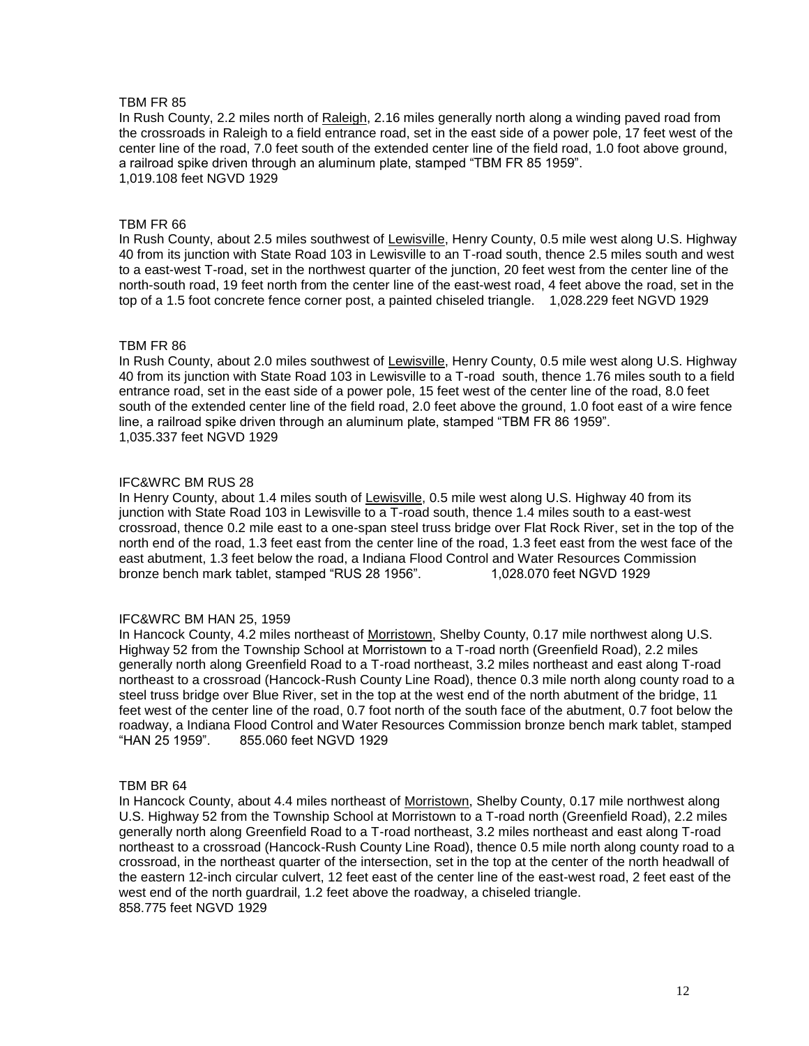TBM FR 85

In Rush County, 2.2 miles north of Raleigh, 2.16 miles generally north along a winding paved road from the crossroads in Raleigh to a field entrance road, set in the east side of a power pole, 17 feet west of the center line of the road, 7.0 feet south of the extended center line of the field road, 1.0 foot above ground, a railroad spike driven through an aluminum plate, stamped "TBM FR 85 1959".
1,019.108 feet NGVD 1929

TBM FR 66

In Rush County, about 2.5 miles southwest of Lewisville, Henry County, 0.5 mile west along U.S. Highway 40 from its junction with State Road 103 in Lewisville to an T-road south, thence 2.5 miles south and west to a east-west T-road, set in the northwest quarter of the junction, 20 feet west from the center line of the north-south road, 19 feet north from the center line of the east-west road, 4 feet above the road, set in the top of a 1.5 foot concrete fence corner post, a painted chiseled triangle.    1,028.229 feet NGVD 1929

TBM FR 86

In Rush County, about 2.0 miles southwest of Lewisville, Henry County, 0.5 mile west along U.S. Highway 40 from its junction with State Road 103 in Lewisville to a T-road south, thence 1.76 miles south to a field entrance road, set in the east side of a power pole, 15 feet west of the center line of the road, 8.0 feet south of the extended center line of the field road, 2.0 feet above the ground, 1.0 foot east of a wire fence line, a railroad spike driven through an aluminum plate, stamped "TBM FR 86 1959".
1,035.337 feet NGVD 1929

IFC&WRC BM RUS 28

In Henry County, about 1.4 miles south of Lewisville, 0.5 mile west along U.S. Highway 40 from its junction with State Road 103 in Lewisville to a T-road south, thence 1.4 miles south to a east-west crossroad, thence 0.2 mile east to a one-span steel truss bridge over Flat Rock River, set in the top of the north end of the road, 1.3 feet east from the center line of the road, 1.3 feet east from the west face of the east abutment, 1.3 feet below the road, a Indiana Flood Control and Water Resources Commission bronze bench mark tablet, stamped "RUS 28 1956".    1,028.070 feet NGVD 1929

IFC&WRC BM HAN 25, 1959

In Hancock County, 4.2 miles northeast of Morristown, Shelby County, 0.17 mile northwest along U.S. Highway 52 from the Township School at Morristown to a T-road north (Greenfield Road), 2.2 miles generally north along Greenfield Road to a T-road northeast, 3.2 miles northeast and east along T-road northeast to a crossroad (Hancock-Rush County Line Road), thence 0.3 mile north along county road to a steel truss bridge over Blue River, set in the top at the west end of the north abutment of the bridge, 11 feet west of the center line of the road, 0.7 foot north of the south face of the abutment, 0.7 foot below the roadway, a Indiana Flood Control and Water Resources Commission bronze bench mark tablet, stamped "HAN 25 1959".    855.060 feet NGVD 1929

TBM BR 64

In Hancock County, about 4.4 miles northeast of Morristown, Shelby County, 0.17 mile northwest along U.S. Highway 52 from the Township School at Morristown to a T-road north (Greenfield Road), 2.2 miles generally north along Greenfield Road to a T-road northeast, 3.2 miles northeast and east along T-road northeast to a crossroad (Hancock-Rush County Line Road), thence 0.5 mile north along county road to a crossroad, in the northeast quarter of the intersection, set in the top at the center of the north headwall of the eastern 12-inch circular culvert, 12 feet east of the center line of the east-west road, 2 feet east of the west end of the north guardrail, 1.2 feet above the roadway, a chiseled triangle.
858.775 feet NGVD 1929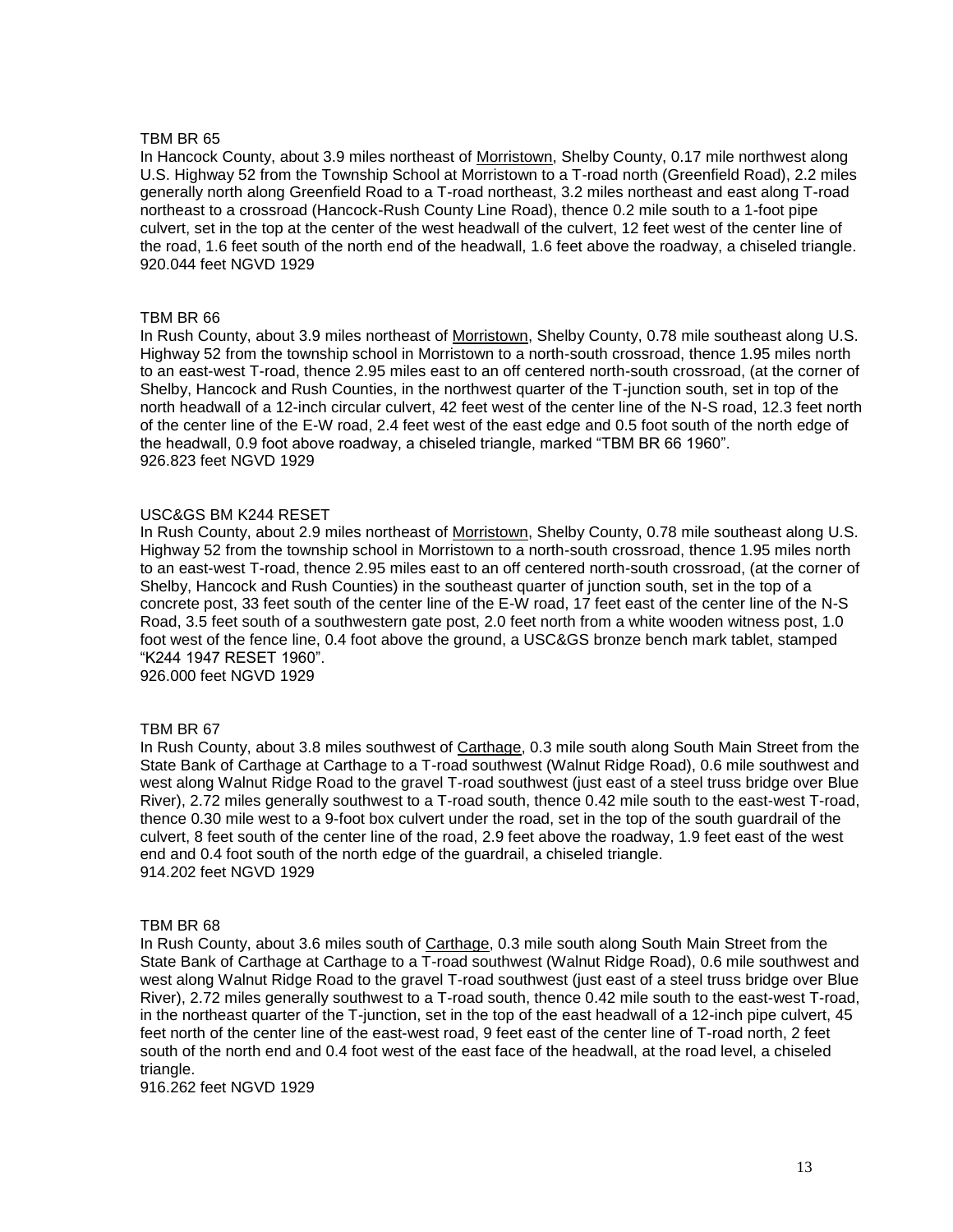TBM BR 65
In Hancock County, about 3.9 miles northeast of Morristown, Shelby County, 0.17 mile northwest along U.S. Highway 52 from the Township School at Morristown to a T-road north (Greenfield Road), 2.2 miles generally north along Greenfield Road to a T-road northeast, 3.2 miles northeast and east along T-road northeast to a crossroad (Hancock-Rush County Line Road), thence 0.2 mile south to a 1-foot pipe culvert, set in the top at the center of the west headwall of the culvert, 12 feet west of the center line of the road, 1.6 feet south of the north end of the headwall, 1.6 feet above the roadway, a chiseled triangle.
920.044 feet NGVD 1929

TBM BR 66
In Rush County, about 3.9 miles northeast of Morristown, Shelby County, 0.78 mile southeast along U.S. Highway 52 from the township school in Morristown to a north-south crossroad, thence 1.95 miles north to an east-west T-road, thence 2.95 miles east to an off centered north-south crossroad, (at the corner of Shelby, Hancock and Rush Counties, in the northwest quarter of the T-junction south, set in top of the north headwall of a 12-inch circular culvert, 42 feet west of the center line of the N-S road, 12.3 feet north of the center line of the E-W road, 2.4 feet west of the east edge and 0.5 foot south of the north edge of the headwall, 0.9 foot above roadway, a chiseled triangle, marked "TBM BR 66 1960".
926.823 feet NGVD 1929

USC&GS BM K244 RESET
In Rush County, about 2.9 miles northeast of Morristown, Shelby County, 0.78 mile southeast along U.S. Highway 52 from the township school in Morristown to a north-south crossroad, thence 1.95 miles north to an east-west T-road, thence 2.95 miles east to an off centered north-south crossroad, (at the corner of Shelby, Hancock and Rush Counties) in the southeast quarter of junction south, set in the top of a concrete post, 33 feet south of the center line of the E-W road, 17 feet east of the center line of the N-S Road, 3.5 feet south of a southwestern gate post, 2.0 feet north from a white wooden witness post, 1.0 foot west of the fence line, 0.4 foot above the ground, a USC&GS bronze bench mark tablet, stamped "K244 1947 RESET 1960".
926.000 feet NGVD 1929

TBM BR 67
In Rush County, about 3.8 miles southwest of Carthage, 0.3 mile south along South Main Street from the State Bank of Carthage at Carthage to a T-road southwest (Walnut Ridge Road), 0.6 mile southwest and west along Walnut Ridge Road to the gravel T-road southwest (just east of a steel truss bridge over Blue River), 2.72 miles generally southwest to a T-road south, thence 0.42 mile south to the east-west T-road, thence 0.30 mile west to a 9-foot box culvert under the road, set in the top of the south guardrail of the culvert, 8 feet south of the center line of the road, 2.9 feet above the roadway, 1.9 feet east of the west end and 0.4 foot south of the north edge of the guardrail, a chiseled triangle.
914.202 feet NGVD 1929

TBM BR 68
In Rush County, about 3.6 miles south of Carthage, 0.3 mile south along South Main Street from the State Bank of Carthage at Carthage to a T-road southwest (Walnut Ridge Road), 0.6 mile southwest and west along Walnut Ridge Road to the gravel T-road southwest (just east of a steel truss bridge over Blue River), 2.72 miles generally southwest to a T-road south, thence 0.42 mile south to the east-west T-road, in the northeast quarter of the T-junction, set in the top of the east headwall of a 12-inch pipe culvert, 45 feet north of the center line of the east-west road, 9 feet east of the center line of T-road north, 2 feet south of the north end and 0.4 foot west of the east face of the headwall, at the road level, a chiseled triangle.
916.262 feet NGVD 1929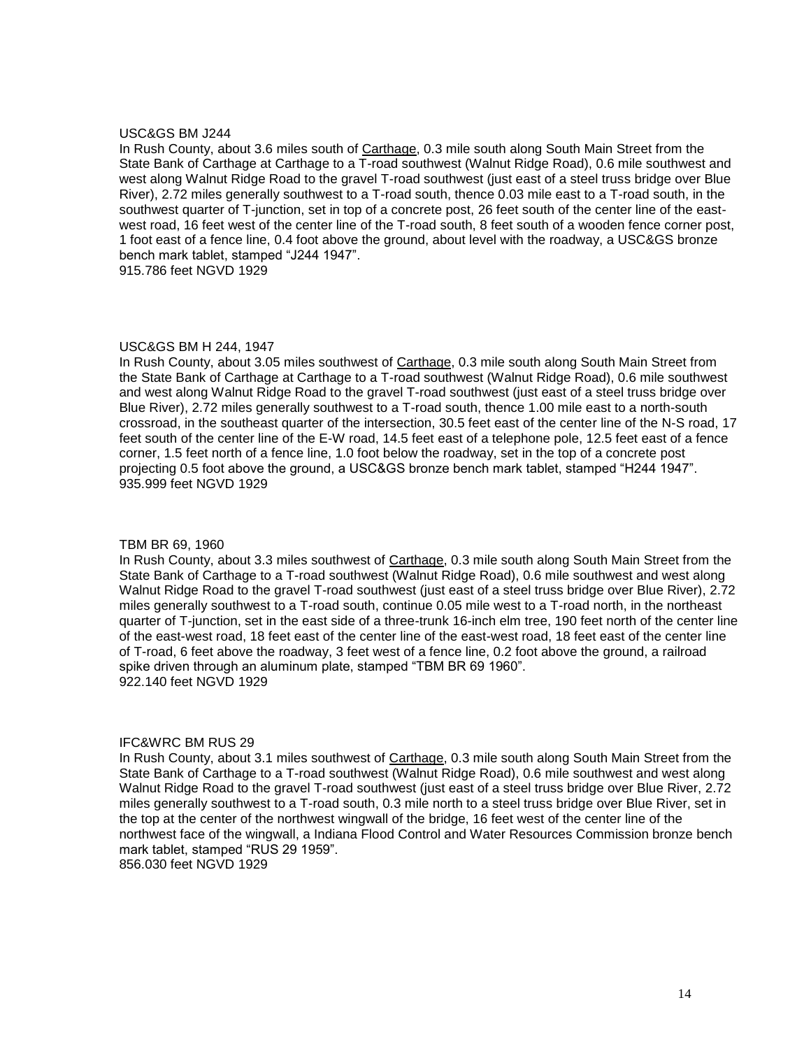USC&GS BM J244

In Rush County, about 3.6 miles south of Carthage, 0.3 mile south along South Main Street from the State Bank of Carthage at Carthage to a T-road southwest (Walnut Ridge Road), 0.6 mile southwest and west along Walnut Ridge Road to the gravel T-road southwest (just east of a steel truss bridge over Blue River), 2.72 miles generally southwest to a T-road south, thence 0.03 mile east to a T-road south, in the southwest quarter of T-junction, set in top of a concrete post, 26 feet south of the center line of the east-west road, 16 feet west of the center line of the T-road south, 8 feet south of a wooden fence corner post, 1 foot east of a fence line, 0.4 foot above the ground, about level with the roadway, a USC&GS bronze bench mark tablet, stamped "J244 1947".
915.786 feet NGVD 1929

USC&GS BM H 244, 1947

In Rush County, about 3.05 miles southwest of Carthage, 0.3 mile south along South Main Street from the State Bank of Carthage at Carthage to a T-road southwest (Walnut Ridge Road), 0.6 mile southwest and west along Walnut Ridge Road to the gravel T-road southwest (just east of a steel truss bridge over Blue River), 2.72 miles generally southwest to a T-road south, thence 1.00 mile east to a north-south crossroad, in the southeast quarter of the intersection, 30.5 feet east of the center line of the N-S road, 17 feet south of the center line of the E-W road, 14.5 feet east of a telephone pole, 12.5 feet east of a fence corner, 1.5 feet north of a fence line, 1.0 foot below the roadway, set in the top of a concrete post projecting 0.5 foot above the ground, a USC&GS bronze bench mark tablet, stamped "H244 1947".
935.999 feet NGVD 1929

TBM BR 69, 1960

In Rush County, about 3.3 miles southwest of Carthage, 0.3 mile south along South Main Street from the State Bank of Carthage to a T-road southwest (Walnut Ridge Road), 0.6 mile southwest and west along Walnut Ridge Road to the gravel T-road southwest (just east of a steel truss bridge over Blue River), 2.72 miles generally southwest to a T-road south, continue 0.05 mile west to a T-road north, in the northeast quarter of T-junction, set in the east side of a three-trunk 16-inch elm tree, 190 feet north of the center line of the east-west road, 18 feet east of the center line of the east-west road, 18 feet east of the center line of T-road, 6 feet above the roadway, 3 feet west of a fence line, 0.2 foot above the ground, a railroad spike driven through an aluminum plate, stamped "TBM BR 69 1960".
922.140 feet NGVD 1929

IFC&WRC BM RUS 29

In Rush County, about 3.1 miles southwest of Carthage, 0.3 mile south along South Main Street from the State Bank of Carthage to a T-road southwest (Walnut Ridge Road), 0.6 mile southwest and west along Walnut Ridge Road to the gravel T-road southwest (just east of a steel truss bridge over Blue River, 2.72 miles generally southwest to a T-road south, 0.3 mile north to a steel truss bridge over Blue River, set in the top at the center of the northwest wingwall of the bridge, 16 feet west of the center line of the northwest face of the wingwall, a Indiana Flood Control and Water Resources Commission bronze bench mark tablet, stamped "RUS 29 1959".
856.030 feet NGVD 1929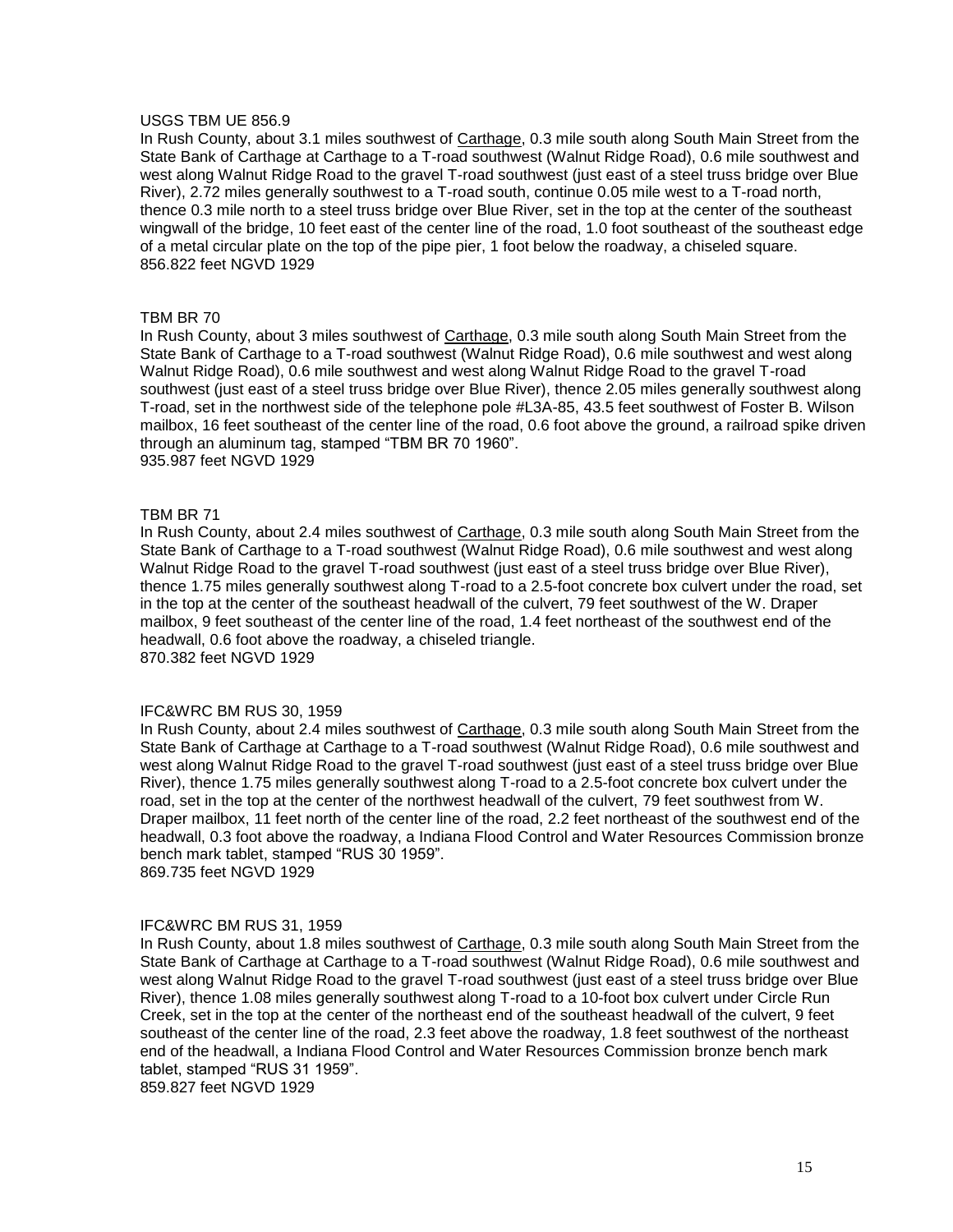USGS TBM UE 856.9

In Rush County, about 3.1 miles southwest of Carthage, 0.3 mile south along South Main Street from the State Bank of Carthage at Carthage to a T-road southwest (Walnut Ridge Road), 0.6 mile southwest and west along Walnut Ridge Road to the gravel T-road southwest (just east of a steel truss bridge over Blue River), 2.72 miles generally southwest to a T-road south, continue 0.05 mile west to a T-road north, thence 0.3 mile north to a steel truss bridge over Blue River, set in the top at the center of the southeast wingwall of the bridge, 10 feet east of the center line of the road, 1.0 foot southeast of the southeast edge of a metal circular plate on the top of the pipe pier, 1 foot below the roadway, a chiseled square.
856.822 feet NGVD 1929

TBM BR 70

In Rush County, about 3 miles southwest of Carthage, 0.3 mile south along South Main Street from the State Bank of Carthage to a T-road southwest (Walnut Ridge Road), 0.6 mile southwest and west along Walnut Ridge Road), 0.6 mile southwest and west along Walnut Ridge Road to the gravel T-road southwest (just east of a steel truss bridge over Blue River), thence 2.05 miles generally southwest along T-road, set in the northwest side of the telephone pole #L3A-85, 43.5 feet southwest of Foster B. Wilson mailbox, 16 feet southeast of the center line of the road, 0.6 foot above the ground, a railroad spike driven through an aluminum tag, stamped "TBM BR 70 1960".
935.987 feet NGVD 1929

TBM BR 71

In Rush County, about 2.4 miles southwest of Carthage, 0.3 mile south along South Main Street from the State Bank of Carthage to a T-road southwest (Walnut Ridge Road), 0.6 mile southwest and west along Walnut Ridge Road to the gravel T-road southwest (just east of a steel truss bridge over Blue River), thence 1.75 miles generally southwest along T-road to a 2.5-foot concrete box culvert under the road, set in the top at the center of the southeast headwall of the culvert, 79 feet southwest of the W. Draper mailbox, 9 feet southeast of the center line of the road, 1.4 feet northeast of the southwest end of the headwall, 0.6 foot above the roadway, a chiseled triangle.
870.382 feet NGVD 1929

IFC&WRC BM RUS 30, 1959

In Rush County, about 2.4 miles southwest of Carthage, 0.3 mile south along South Main Street from the State Bank of Carthage at Carthage to a T-road southwest (Walnut Ridge Road), 0.6 mile southwest and west along Walnut Ridge Road to the gravel T-road southwest (just east of a steel truss bridge over Blue River), thence 1.75 miles generally southwest along T-road to a 2.5-foot concrete box culvert under the road, set in the top at the center of the northwest headwall of the culvert, 79 feet southwest from W. Draper mailbox, 11 feet north of the center line of the road, 2.2 feet northeast of the southwest end of the headwall, 0.3 foot above the roadway, a Indiana Flood Control and Water Resources Commission bronze bench mark tablet, stamped "RUS 30 1959".
869.735 feet NGVD 1929

IFC&WRC BM RUS 31, 1959

In Rush County, about 1.8 miles southwest of Carthage, 0.3 mile south along South Main Street from the State Bank of Carthage at Carthage to a T-road southwest (Walnut Ridge Road), 0.6 mile southwest and west along Walnut Ridge Road to the gravel T-road southwest (just east of a steel truss bridge over Blue River), thence 1.08 miles generally southwest along T-road to a 10-foot box culvert under Circle Run Creek, set in the top at the center of the northeast end of the southeast headwall of the culvert, 9 feet southeast of the center line of the road, 2.3 feet above the roadway, 1.8 feet southwest of the northeast end of the headwall, a Indiana Flood Control and Water Resources Commission bronze bench mark tablet, stamped "RUS 31 1959".
859.827 feet NGVD 1929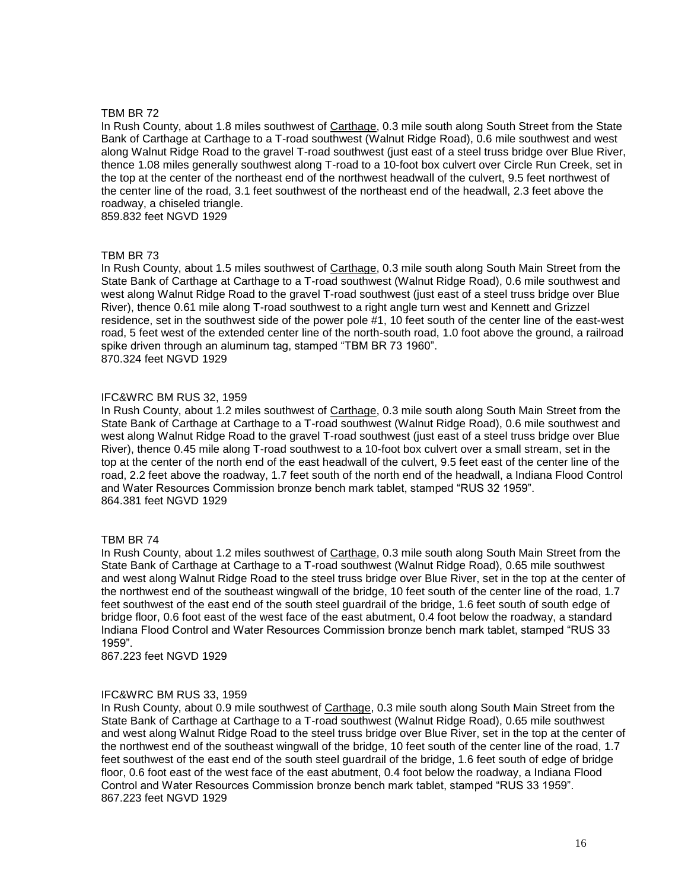TBM BR 72

In Rush County, about 1.8 miles southwest of Carthage, 0.3 mile south along South Street from the State Bank of Carthage at Carthage to a T-road southwest (Walnut Ridge Road), 0.6 mile southwest and west along Walnut Ridge Road to the gravel T-road southwest (just east of a steel truss bridge over Blue River, thence 1.08 miles generally southwest along T-road to a 10-foot box culvert over Circle Run Creek, set in the top at the center of the northeast end of the northwest headwall of the culvert, 9.5 feet northwest of the center line of the road, 3.1 feet southwest of the northeast end of the headwall, 2.3 feet above the roadway, a chiseled triangle.

859.832 feet NGVD 1929

TBM BR 73

In Rush County, about 1.5 miles southwest of Carthage, 0.3 mile south along South Main Street from the State Bank of Carthage at Carthage to a T-road southwest (Walnut Ridge Road), 0.6 mile southwest and west along Walnut Ridge Road to the gravel T-road southwest (just east of a steel truss bridge over Blue River), thence 0.61 mile along T-road southwest to a right angle turn west and Kennett and Grizzel residence, set in the southwest side of the power pole #1, 10 feet south of the center line of the east-west road, 5 feet west of the extended center line of the north-south road, 1.0 foot above the ground, a railroad spike driven through an aluminum tag, stamped "TBM BR 73 1960".

870.324 feet NGVD 1929

IFC&WRC BM RUS 32, 1959

In Rush County, about 1.2 miles southwest of Carthage, 0.3 mile south along South Main Street from the State Bank of Carthage at Carthage to a T-road southwest (Walnut Ridge Road), 0.6 mile southwest and west along Walnut Ridge Road to the gravel T-road southwest (just east of a steel truss bridge over Blue River), thence 0.45 mile along T-road southwest to a 10-foot box culvert over a small stream, set in the top at the center of the north end of the east headwall of the culvert, 9.5 feet east of the center line of the road, 2.2 feet above the roadway, 1.7 feet south of the north end of the headwall, a Indiana Flood Control and Water Resources Commission bronze bench mark tablet, stamped "RUS 32 1959".

864.381 feet NGVD 1929

TBM BR 74

In Rush County, about 1.2 miles southwest of Carthage, 0.3 mile south along South Main Street from the State Bank of Carthage at Carthage to a T-road southwest (Walnut Ridge Road), 0.65 mile southwest and west along Walnut Ridge Road to the steel truss bridge over Blue River, set in the top at the center of the northwest end of the southeast wingwall of the bridge, 10 feet south of the center line of the road, 1.7 feet southwest of the east end of the south steel guardrail of the bridge, 1.6 feet south of south edge of bridge floor, 0.6 foot east of the west face of the east abutment, 0.4 foot below the roadway, a standard Indiana Flood Control and Water Resources Commission bronze bench mark tablet, stamped "RUS 33 1959".

867.223 feet NGVD 1929

IFC&WRC BM RUS 33, 1959

In Rush County, about 0.9 mile southwest of Carthage, 0.3 mile south along South Main Street from the State Bank of Carthage at Carthage to a T-road southwest (Walnut Ridge Road), 0.65 mile southwest and west along Walnut Ridge Road to the steel truss bridge over Blue River, set in the top at the center of the northwest end of the southeast wingwall of the bridge, 10 feet south of the center line of the road, 1.7 feet southwest of the east end of the south steel guardrail of the bridge, 1.6 feet south of edge of bridge floor, 0.6 foot east of the west face of the east abutment, 0.4 foot below the roadway, a Indiana Flood Control and Water Resources Commission bronze bench mark tablet, stamped "RUS 33 1959".

867.223 feet NGVD 1929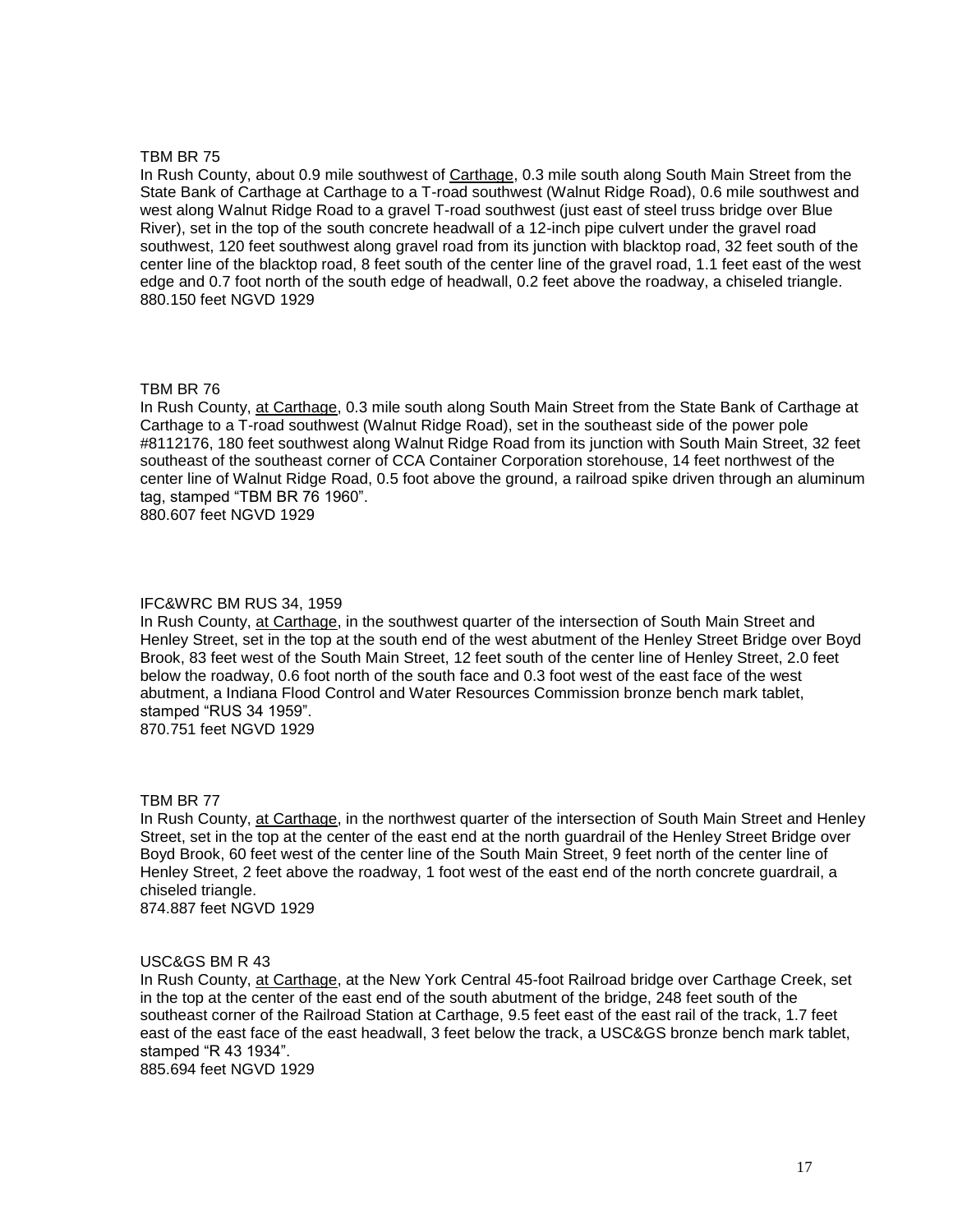TBM BR 75

In Rush County, about 0.9 mile southwest of Carthage, 0.3 mile south along South Main Street from the State Bank of Carthage at Carthage to a T-road southwest (Walnut Ridge Road), 0.6 mile southwest and west along Walnut Ridge Road to a gravel T-road southwest (just east of steel truss bridge over Blue River), set in the top of the south concrete headwall of a 12-inch pipe culvert under the gravel road southwest, 120 feet southwest along gravel road from its junction with blacktop road, 32 feet south of the center line of the blacktop road, 8 feet south of the center line of the gravel road, 1.1 feet east of the west edge and 0.7 foot north of the south edge of headwall, 0.2 feet above the roadway, a chiseled triangle.
880.150 feet NGVD 1929

TBM BR 76

In Rush County, at Carthage, 0.3 mile south along South Main Street from the State Bank of Carthage at Carthage to a T-road southwest (Walnut Ridge Road), set in the southeast side of the power pole #8112176, 180 feet southwest along Walnut Ridge Road from its junction with South Main Street, 32 feet southeast of the southeast corner of CCA Container Corporation storehouse, 14 feet northwest of the center line of Walnut Ridge Road, 0.5 foot above the ground, a railroad spike driven through an aluminum tag, stamped "TBM BR 76 1960".
880.607 feet NGVD 1929

IFC&WRC BM RUS 34, 1959

In Rush County, at Carthage, in the southwest quarter of the intersection of South Main Street and Henley Street, set in the top at the south end of the west abutment of the Henley Street Bridge over Boyd Brook, 83 feet west of the South Main Street, 12 feet south of the center line of Henley Street, 2.0 feet below the roadway, 0.6 foot north of the south face and 0.3 foot west of the east face of the west abutment, a Indiana Flood Control and Water Resources Commission bronze bench mark tablet, stamped "RUS 34 1959".
870.751 feet NGVD 1929

TBM BR 77

In Rush County, at Carthage, in the northwest quarter of the intersection of South Main Street and Henley Street, set in the top at the center of the east end at the north guardrail of the Henley Street Bridge over Boyd Brook, 60 feet west of the center line of the South Main Street, 9 feet north of the center line of Henley Street, 2 feet above the roadway, 1 foot west of the east end of the north concrete guardrail, a chiseled triangle.
874.887 feet NGVD 1929

USC&GS BM R 43

In Rush County, at Carthage, at the New York Central 45-foot Railroad bridge over Carthage Creek, set in the top at the center of the east end of the south abutment of the bridge, 248 feet south of the southeast corner of the Railroad Station at Carthage, 9.5 feet east of the east rail of the track, 1.7 feet east of the east face of the east headwall, 3 feet below the track, a USC&GS bronze bench mark tablet, stamped "R 43 1934".
885.694 feet NGVD 1929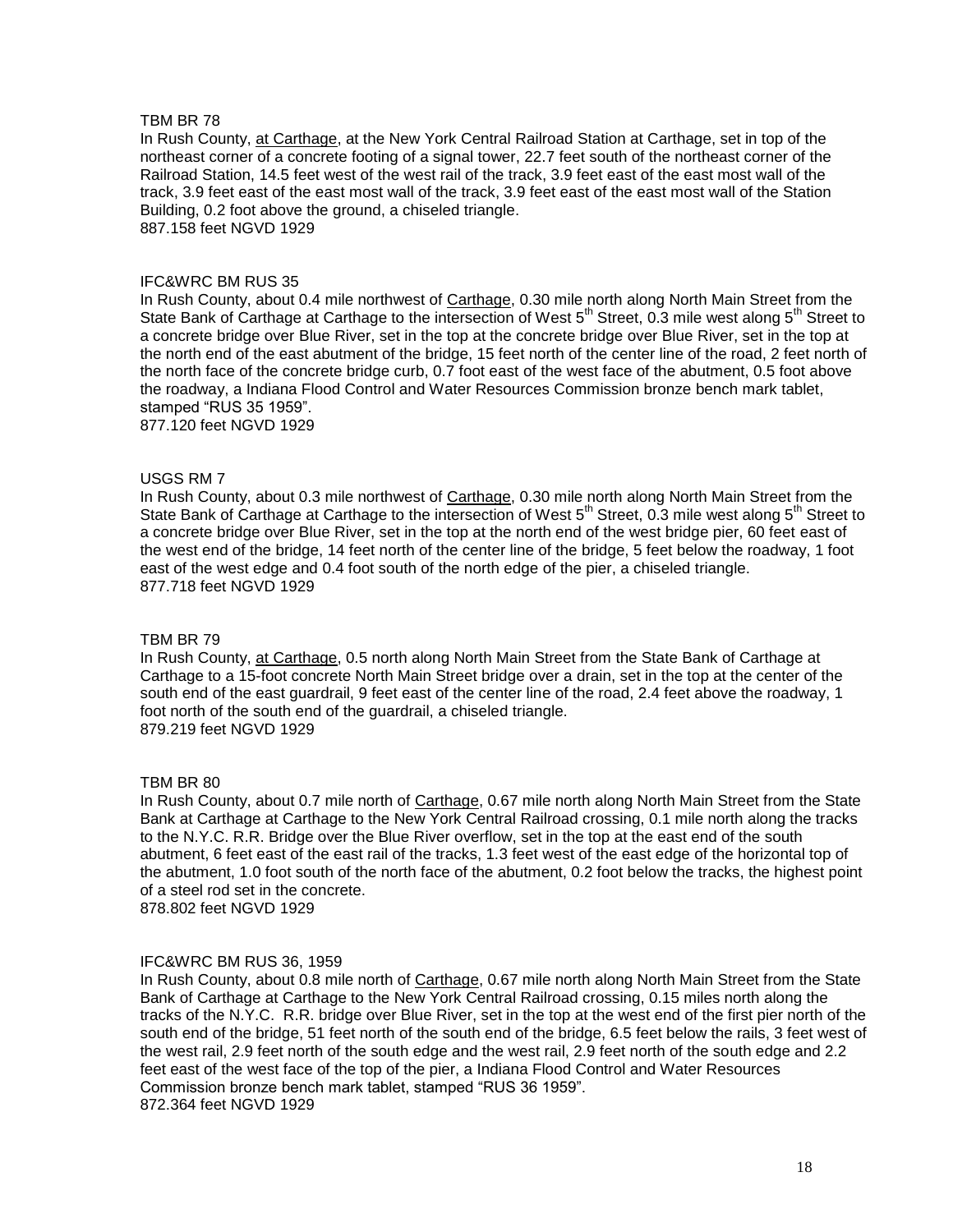TBM BR 78

In Rush County, <u>at Carthage</u>, at the New York Central Railroad Station at Carthage, set in top of the northeast corner of a concrete footing of a signal tower, 22.7 feet south of the northeast corner of the Railroad Station, 14.5 feet west of the west rail of the track, 3.9 feet east of the east most wall of the track, 3.9 feet east of the east most wall of the track, 3.9 feet east of the east most wall of the Station Building, 0.2 foot above the ground, a chiseled triangle.
887.158 feet NGVD 1929

IFC&WRC BM RUS 35

In Rush County, about 0.4 mile northwest of <u>Carthage</u>, 0.30 mile north along North Main Street from the State Bank of Carthage at Carthage to the intersection of West 5th Street, 0.3 mile west along 5th Street to a concrete bridge over Blue River, set in the top at the concrete bridge over Blue River, set in the top at the north end of the east abutment of the bridge, 15 feet north of the center line of the road, 2 feet north of the north face of the concrete bridge curb, 0.7 foot east of the west face of the abutment, 0.5 foot above the roadway, a Indiana Flood Control and Water Resources Commission bronze bench mark tablet, stamped "RUS 35 1959".
877.120 feet NGVD 1929

USGS RM 7

In Rush County, about 0.3 mile northwest of <u>Carthage</u>, 0.30 mile north along North Main Street from the State Bank of Carthage at Carthage to the intersection of West 5th Street, 0.3 mile west along 5th Street to a concrete bridge over Blue River, set in the top at the north end of the west bridge pier, 60 feet east of the west end of the bridge, 14 feet north of the center line of the bridge, 5 feet below the roadway, 1 foot east of the west edge and 0.4 foot south of the north edge of the pier, a chiseled triangle.
877.718 feet NGVD 1929

TBM BR 79

In Rush County, <u>at Carthage</u>, 0.5 north along North Main Street from the State Bank of Carthage at Carthage to a 15-foot concrete North Main Street bridge over a drain, set in the top at the center of the south end of the east guardrail, 9 feet east of the center line of the road, 2.4 feet above the roadway, 1 foot north of the south end of the guardrail, a chiseled triangle.
879.219 feet NGVD 1929

TBM BR 80

In Rush County, about 0.7 mile north of <u>Carthage</u>, 0.67 mile north along North Main Street from the State Bank at Carthage at Carthage to the New York Central Railroad crossing, 0.1 mile north along the tracks to the N.Y.C. R.R. Bridge over the Blue River overflow, set in the top at the east end of the south abutment, 6 feet east of the east rail of the tracks, 1.3 feet west of the east edge of the horizontal top of the abutment, 1.0 foot south of the north face of the abutment, 0.2 foot below the tracks, the highest point of a steel rod set in the concrete.
878.802 feet NGVD 1929

IFC&WRC BM RUS 36, 1959

In Rush County, about 0.8 mile north of <u>Carthage</u>, 0.67 mile north along North Main Street from the State Bank of Carthage at Carthage to the New York Central Railroad crossing, 0.15 miles north along the tracks of the N.Y.C. R.R. bridge over Blue River, set in the top at the west end of the first pier north of the south end of the bridge, 51 feet north of the south end of the bridge, 6.5 feet below the rails, 3 feet west of the west rail, 2.9 feet north of the south edge and the west rail, 2.9 feet north of the south edge and 2.2 feet east of the west face of the top of the pier, a Indiana Flood Control and Water Resources Commission bronze bench mark tablet, stamped "RUS 36 1959".
872.364 feet NGVD 1929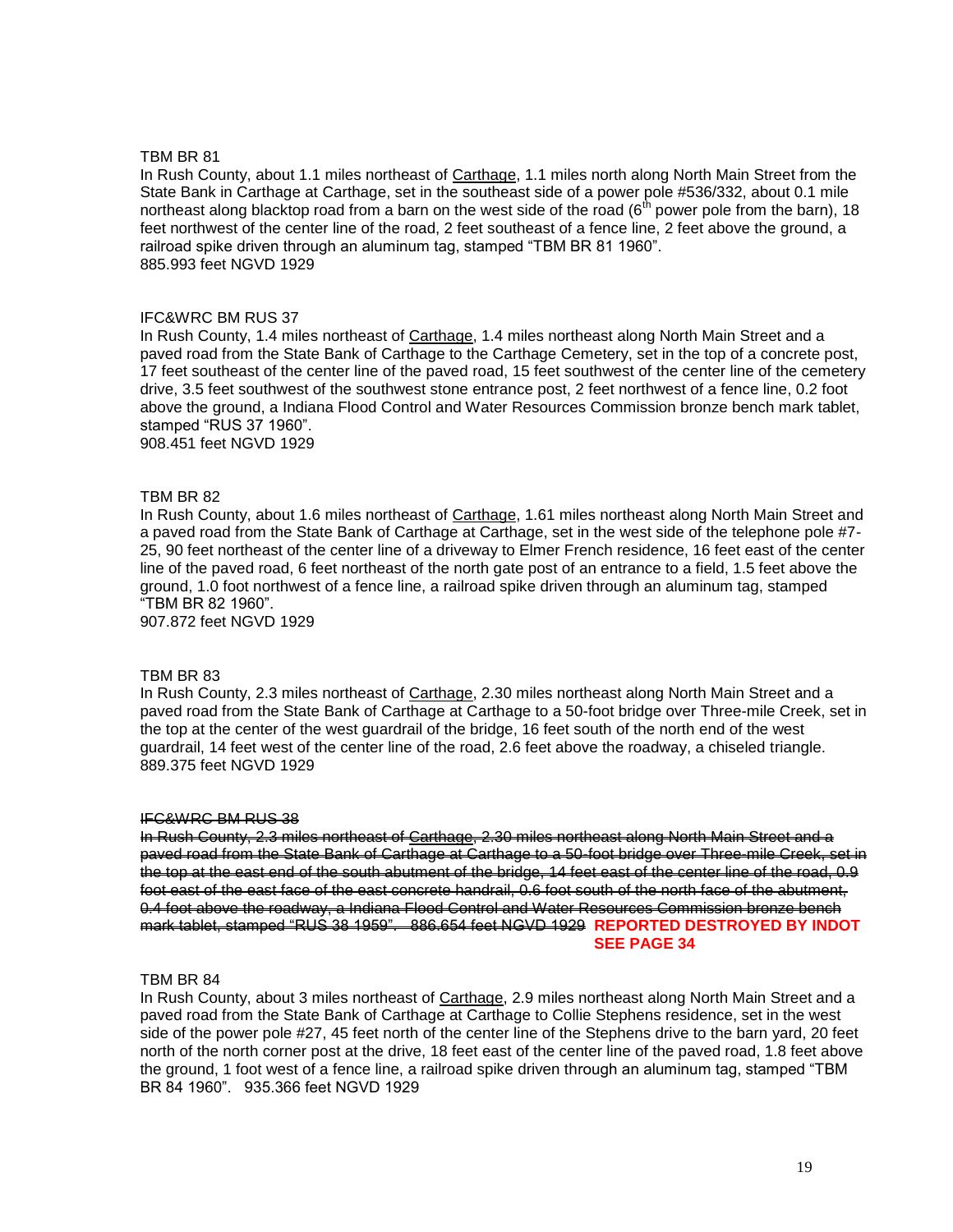TBM BR 81

In Rush County, about 1.1 miles northeast of Carthage, 1.1 miles north along North Main Street from the State Bank in Carthage at Carthage, set in the southeast side of a power pole #536/332, about 0.1 mile northeast along blacktop road from a barn on the west side of the road (6th power pole from the barn), 18 feet northwest of the center line of the road, 2 feet southeast of a fence line, 2 feet above the ground, a railroad spike driven through an aluminum tag, stamped "TBM BR 81 1960".
885.993 feet NGVD 1929

IFC&WRC BM RUS 37

In Rush County, 1.4 miles northeast of Carthage, 1.4 miles northeast along North Main Street and a paved road from the State Bank of Carthage to the Carthage Cemetery, set in the top of a concrete post, 17 feet southeast of the center line of the paved road, 15 feet southwest of the center line of the cemetery drive, 3.5 feet southwest of the southwest stone entrance post, 2 feet northwest of a fence line, 0.2 foot above the ground, a Indiana Flood Control and Water Resources Commission bronze bench mark tablet, stamped "RUS 37 1960".
908.451 feet NGVD 1929

TBM BR 82

In Rush County, about 1.6 miles northeast of Carthage, 1.61 miles northeast along North Main Street and a paved road from the State Bank of Carthage at Carthage, set in the west side of the telephone pole #7-25, 90 feet northeast of the center line of a driveway to Elmer French residence, 16 feet east of the center line of the paved road, 6 feet northeast of the north gate post of an entrance to a field, 1.5 feet above the ground, 1.0 foot northwest of a fence line, a railroad spike driven through an aluminum tag, stamped "TBM BR 82 1960".
907.872 feet NGVD 1929

TBM BR 83

In Rush County, 2.3 miles northeast of Carthage, 2.30 miles northeast along North Main Street and a paved road from the State Bank of Carthage at Carthage to a 50-foot bridge over Three-mile Creek, set in the top at the center of the west guardrail of the bridge, 16 feet south of the north end of the west guardrail, 14 feet west of the center line of the road, 2.6 feet above the roadway, a chiseled triangle.
889.375 feet NGVD 1929

~~IFC&WRC BM RUS 38~~

~~In Rush County, 2.3 miles northeast of Carthage, 2.30 miles northeast along North Main Street and a paved road from the State Bank of Carthage at Carthage to a 50-foot bridge over Three-mile Creek, set in the top at the east end of the south abutment of the bridge, 14 feet east of the center line of the road, 0.9 foot east of the east face of the east concrete handrail, 0.6 foot south of the north face of the abutment, 0.4 foot above the roadway, a Indiana Flood Control and Water Resources Commission bronze bench mark tablet, stamped "RUS 38 1959". 886.654 feet NGVD 1929~~ **REPORTED DESTROYED BY INDOT SEE PAGE 34**

TBM BR 84

In Rush County, about 3 miles northeast of Carthage, 2.9 miles northeast along North Main Street and a paved road from the State Bank of Carthage at Carthage to Collie Stephens residence, set in the west side of the power pole #27, 45 feet north of the center line of the Stephens drive to the barn yard, 20 feet north of the north corner post at the drive, 18 feet east of the center line of the paved road, 1.8 feet above the ground, 1 foot west of a fence line, a railroad spike driven through an aluminum tag, stamped "TBM BR 84 1960". 935.366 feet NGVD 1929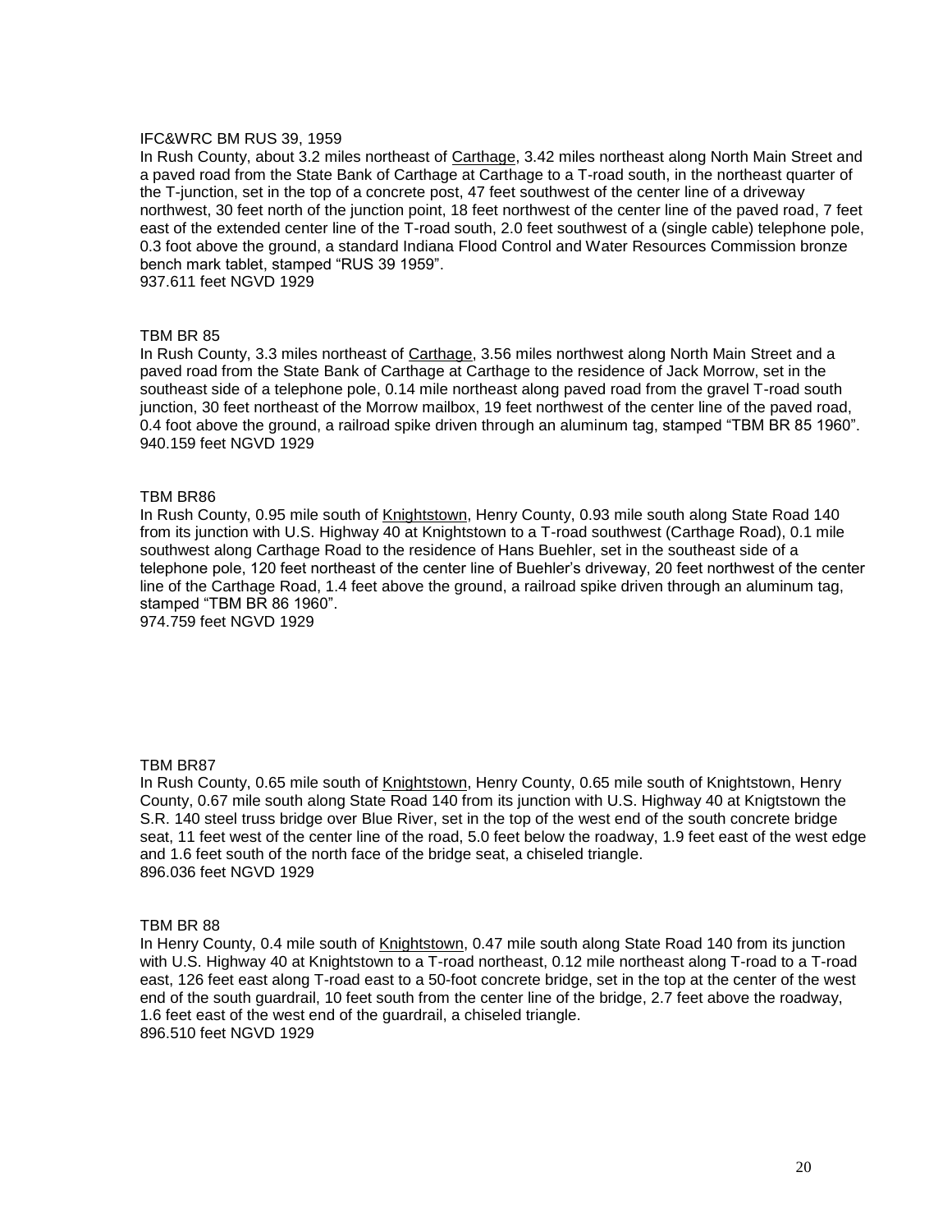IFC&WRC BM RUS 39, 1959

In Rush County, about 3.2 miles northeast of Carthage, 3.42 miles northeast along North Main Street and a paved road from the State Bank of Carthage at Carthage to a T-road south, in the northeast quarter of the T-junction, set in the top of a concrete post, 47 feet southwest of the center line of a driveway northwest, 30 feet north of the junction point, 18 feet northwest of the center line of the paved road, 7 feet east of the extended center line of the T-road south, 2.0 feet southwest of a (single cable) telephone pole, 0.3 foot above the ground, a standard Indiana Flood Control and Water Resources Commission bronze bench mark tablet, stamped "RUS 39 1959".

937.611 feet NGVD 1929

TBM BR 85

In Rush County, 3.3 miles northeast of Carthage, 3.56 miles northwest along North Main Street and a paved road from the State Bank of Carthage at Carthage to the residence of Jack Morrow, set in the southeast side of a telephone pole, 0.14 mile northeast along paved road from the gravel T-road south junction, 30 feet northeast of the Morrow mailbox, 19 feet northwest of the center line of the paved road, 0.4 foot above the ground, a railroad spike driven through an aluminum tag, stamped "TBM BR 85 1960".

940.159 feet NGVD 1929

TBM BR86

In Rush County, 0.95 mile south of Knightstown, Henry County, 0.93 mile south along State Road 140 from its junction with U.S. Highway 40 at Knightstown to a T-road southwest (Carthage Road), 0.1 mile southwest along Carthage Road to the residence of Hans Buehler, set in the southeast side of a telephone pole, 120 feet northeast of the center line of Buehler's driveway, 20 feet northwest of the center line of the Carthage Road, 1.4 feet above the ground, a railroad spike driven through an aluminum tag, stamped "TBM BR 86 1960".

974.759 feet NGVD 1929

TBM BR87

In Rush County, 0.65 mile south of Knightstown, Henry County, 0.65 mile south of Knightstown, Henry County, 0.67 mile south along State Road 140 from its junction with U.S. Highway 40 at Knigtstown the S.R. 140 steel truss bridge over Blue River, set in the top of the west end of the south concrete bridge seat, 11 feet west of the center line of the road, 5.0 feet below the roadway, 1.9 feet east of the west edge and 1.6 feet south of the north face of the bridge seat, a chiseled triangle.

896.036 feet NGVD 1929

TBM BR 88

In Henry County, 0.4 mile south of Knightstown, 0.47 mile south along State Road 140 from its junction with U.S. Highway 40 at Knightstown to a T-road northeast, 0.12 mile northeast along T-road to a T-road east, 126 feet east along T-road east to a 50-foot concrete bridge, set in the top at the center of the west end of the south guardrail, 10 feet south from the center line of the bridge, 2.7 feet above the roadway, 1.6 feet east of the west end of the guardrail, a chiseled triangle.

896.510 feet NGVD 1929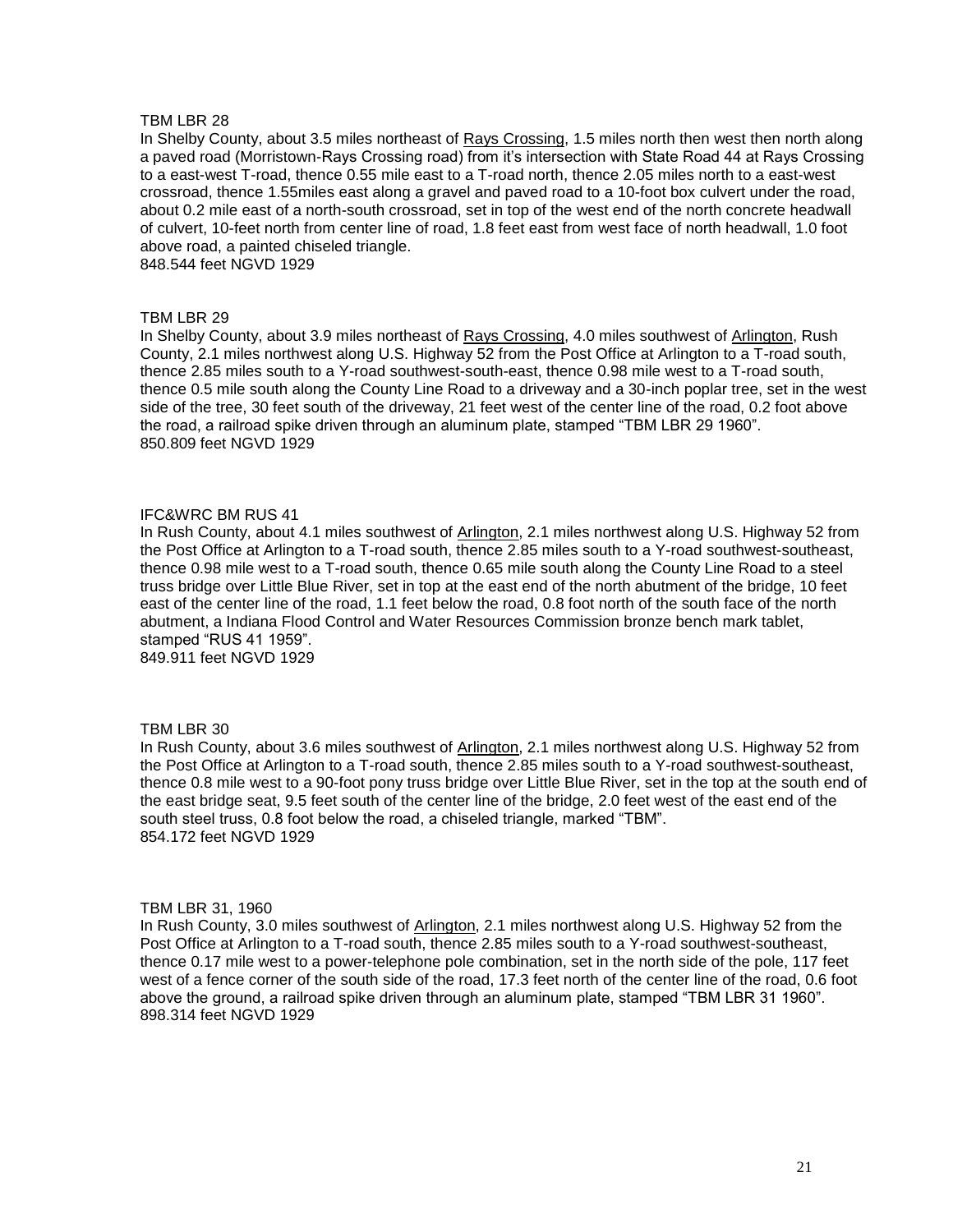TBM LBR 28

In Shelby County, about 3.5 miles northeast of Rays Crossing, 1.5 miles north then west then north along a paved road (Morristown-Rays Crossing road) from it's intersection with State Road 44 at Rays Crossing to a east-west T-road, thence 0.55 mile east to a T-road north, thence 2.05 miles north to a east-west crossroad, thence 1.55miles east along a gravel and paved road to a 10-foot box culvert under the road, about 0.2 mile east of a north-south crossroad, set in top of the west end of the north concrete headwall of culvert, 10-feet north from center line of road, 1.8 feet east from west face of north headwall, 1.0 foot above road, a painted chiseled triangle.
848.544 feet NGVD 1929

TBM LBR 29

In Shelby County, about 3.9 miles northeast of Rays Crossing, 4.0 miles southwest of Arlington, Rush County, 2.1 miles northwest along U.S. Highway 52 from the Post Office at Arlington to a T-road south, thence 2.85 miles south to a Y-road southwest-south-east, thence 0.98 mile west to a T-road south, thence 0.5 mile south along the County Line Road to a driveway and a 30-inch poplar tree, set in the west side of the tree, 30 feet south of the driveway, 21 feet west of the center line of the road, 0.2 foot above the road, a railroad spike driven through an aluminum plate, stamped "TBM LBR 29 1960".
850.809 feet NGVD 1929

IFC&WRC BM RUS 41

In Rush County, about 4.1 miles southwest of Arlington, 2.1 miles northwest along U.S. Highway 52 from the Post Office at Arlington to a T-road south, thence 2.85 miles south to a Y-road southwest-southeast, thence 0.98 mile west to a T-road south, thence 0.65 mile south along the County Line Road to a steel truss bridge over Little Blue River, set in top at the east end of the north abutment of the bridge, 10 feet east of the center line of the road, 1.1 feet below the road, 0.8 foot north of the south face of the north abutment, a Indiana Flood Control and Water Resources Commission bronze bench mark tablet, stamped "RUS 41 1959".
849.911 feet NGVD 1929

TBM LBR 30

In Rush County, about 3.6 miles southwest of Arlington, 2.1 miles northwest along U.S. Highway 52 from the Post Office at Arlington to a T-road south, thence 2.85 miles south to a Y-road southwest-southeast, thence 0.8 mile west to a 90-foot pony truss bridge over Little Blue River, set in the top at the south end of the east bridge seat, 9.5 feet south of the center line of the bridge, 2.0 feet west of the east end of the south steel truss, 0.8 foot below the road, a chiseled triangle, marked "TBM".
854.172 feet NGVD 1929

TBM LBR 31, 1960

In Rush County, 3.0 miles southwest of Arlington, 2.1 miles northwest along U.S. Highway 52 from the Post Office at Arlington to a T-road south, thence 2.85 miles south to a Y-road southwest-southeast, thence 0.17 mile west to a power-telephone pole combination, set in the north side of the pole, 117 feet west of a fence corner of the south side of the road, 17.3 feet north of the center line of the road, 0.6 foot above the ground, a railroad spike driven through an aluminum plate, stamped "TBM LBR 31 1960".
898.314 feet NGVD 1929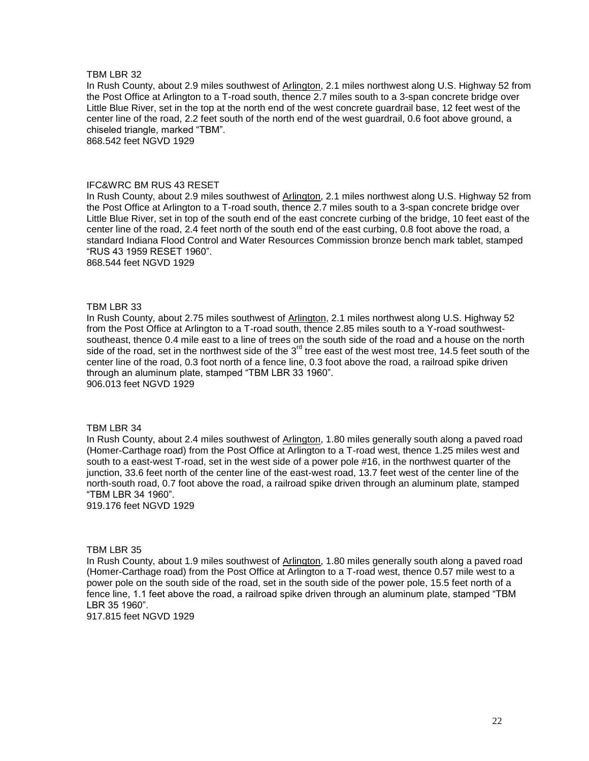TBM LBR 32

In Rush County, about 2.9 miles southwest of Arlington, 2.1 miles northwest along U.S. Highway 52 from the Post Office at Arlington to a T-road south, thence 2.7 miles south to a 3-span concrete bridge over Little Blue River, set in the top at the north end of the west concrete guardrail base, 12 feet west of the center line of the road, 2.2 feet south of the north end of the west guardrail, 0.6 foot above ground, a chiseled triangle, marked “TBM”.

868.542 feet NGVD 1929

IFC&WRC BM RUS 43 RESET

In Rush County, about 2.9 miles southwest of Arlington, 2.1 miles northwest along U.S. Highway 52 from the Post Office at Arlington to a T-road south, thence 2.7 miles south to a 3-span concrete bridge over Little Blue River, set in top of the south end of the east concrete curbing of the bridge, 10 feet east of the center line of the road, 2.4 feet north of the south end of the east curbing, 0.8 foot above the road, a standard Indiana Flood Control and Water Resources Commission bronze bench mark tablet, stamped “RUS 43 1959 RESET 1960”.

868.544 feet NGVD 1929

TBM LBR 33

In Rush County, about 2.75 miles southwest of Arlington, 2.1 miles northwest along U.S. Highway 52 from the Post Office at Arlington to a T-road south, thence 2.85 miles south to a Y-road southwest-southeast, thence 0.4 mile east to a line of trees on the south side of the road and a house on the north side of the road, set in the northwest side of the 3rd tree east of the west most tree, 14.5 feet south of the center line of the road, 0.3 foot north of a fence line, 0.3 foot above the road, a railroad spike driven through an aluminum plate, stamped “TBM LBR 33 1960”.

906.013 feet NGVD 1929

TBM LBR 34

In Rush County, about 2.4 miles southwest of Arlington, 1.80 miles generally south along a paved road (Homer-Carthage road) from the Post Office at Arlington to a T-road west, thence 1.25 miles west and south to a east-west T-road, set in the west side of a power pole #16, in the northwest quarter of the junction, 33.6 feet north of the center line of the east-west road, 13.7 feet west of the center line of the north-south road, 0.7 foot above the road, a railroad spike driven through an aluminum plate, stamped “TBM LBR 34 1960”.

919.176 feet NGVD 1929

TBM LBR 35

In Rush County, about 1.9 miles southwest of Arlington, 1.80 miles generally south along a paved road (Homer-Carthage road) from the Post Office at Arlington to a T-road west, thence 0.57 mile west to a power pole on the south side of the road, set in the south side of the power pole, 15.5 feet north of a fence line, 1.1 feet above the road, a railroad spike driven through an aluminum plate, stamped “TBM LBR 35 1960”.

917.815 feet NGVD 1929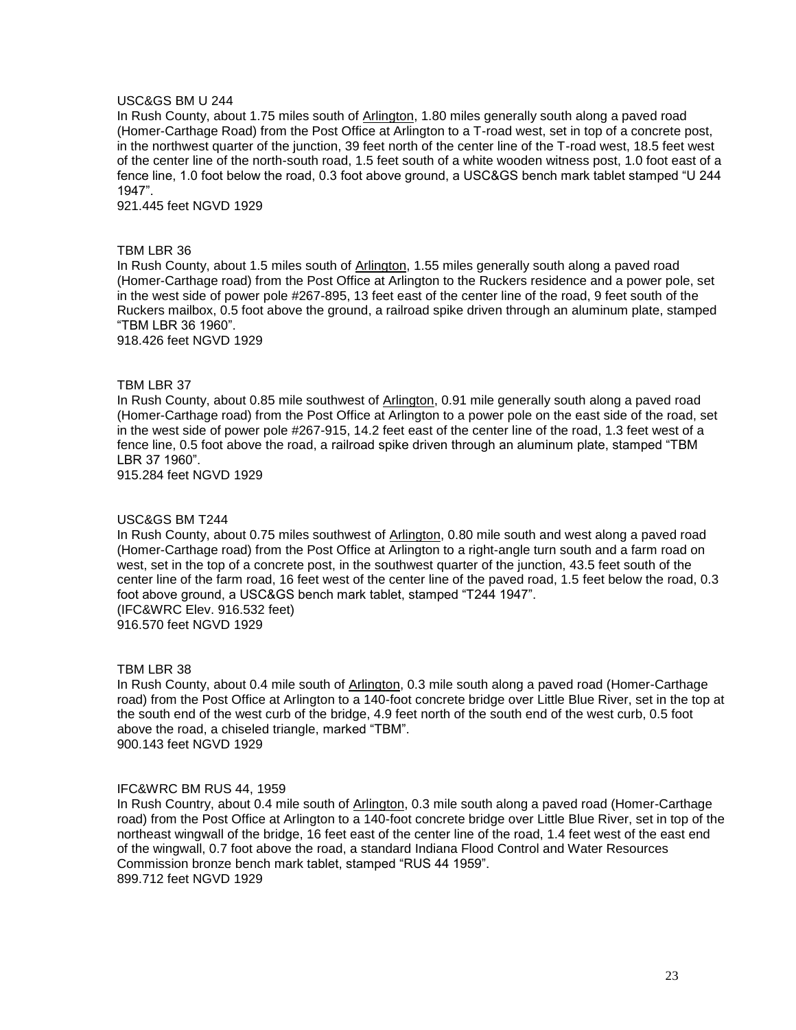USC&GS BM U 244

In Rush County, about 1.75 miles south of Arlington, 1.80 miles generally south along a paved road (Homer-Carthage Road) from the Post Office at Arlington to a T-road west, set in top of a concrete post, in the northwest quarter of the junction, 39 feet north of the center line of the T-road west, 18.5 feet west of the center line of the north-south road, 1.5 feet south of a white wooden witness post, 1.0 foot east of a fence line, 1.0 foot below the road, 0.3 foot above ground, a USC&GS bench mark tablet stamped “U 244 1947”.

921.445 feet NGVD 1929

TBM LBR 36

In Rush County, about 1.5 miles south of Arlington, 1.55 miles generally south along a paved road (Homer-Carthage road) from the Post Office at Arlington to the Ruckers residence and a power pole, set in the west side of power pole #267-895, 13 feet east of the center line of the road, 9 feet south of the Ruckers mailbox, 0.5 foot above the ground, a railroad spike driven through an aluminum plate, stamped “TBM LBR 36 1960”.

918.426 feet NGVD 1929

TBM LBR 37

In Rush County, about 0.85 mile southwest of Arlington, 0.91 mile generally south along a paved road (Homer-Carthage road) from the Post Office at Arlington to a power pole on the east side of the road, set in the west side of power pole #267-915, 14.2 feet east of the center line of the road, 1.3 feet west of a fence line, 0.5 foot above the road, a railroad spike driven through an aluminum plate, stamped “TBM LBR 37 1960”.

915.284 feet NGVD 1929

USC&GS BM T244

In Rush County, about 0.75 miles southwest of Arlington, 0.80 mile south and west along a paved road (Homer-Carthage road) from the Post Office at Arlington to a right-angle turn south and a farm road on west, set in the top of a concrete post, in the southwest quarter of the junction, 43.5 feet south of the center line of the farm road, 16 feet west of the center line of the paved road, 1.5 feet below the road, 0.3 foot above ground, a USC&GS bench mark tablet, stamped “T244 1947”.

(IFC&WRC Elev. 916.532 feet)

916.570 feet NGVD 1929

TBM LBR 38

In Rush County, about 0.4 mile south of Arlington, 0.3 mile south along a paved road (Homer-Carthage road) from the Post Office at Arlington to a 140-foot concrete bridge over Little Blue River, set in the top at the south end of the west curb of the bridge, 4.9 feet north of the south end of the west curb, 0.5 foot above the road, a chiseled triangle, marked “TBM”.

900.143 feet NGVD 1929

IFC&WRC BM RUS 44, 1959

In Rush Country, about 0.4 mile south of Arlington, 0.3 mile south along a paved road (Homer-Carthage road) from the Post Office at Arlington to a 140-foot concrete bridge over Little Blue River, set in top of the northeast wingwall of the bridge, 16 feet east of the center line of the road, 1.4 feet west of the east end of the wingwall, 0.7 foot above the road, a standard Indiana Flood Control and Water Resources Commission bronze bench mark tablet, stamped “RUS 44 1959”.

899.712 feet NGVD 1929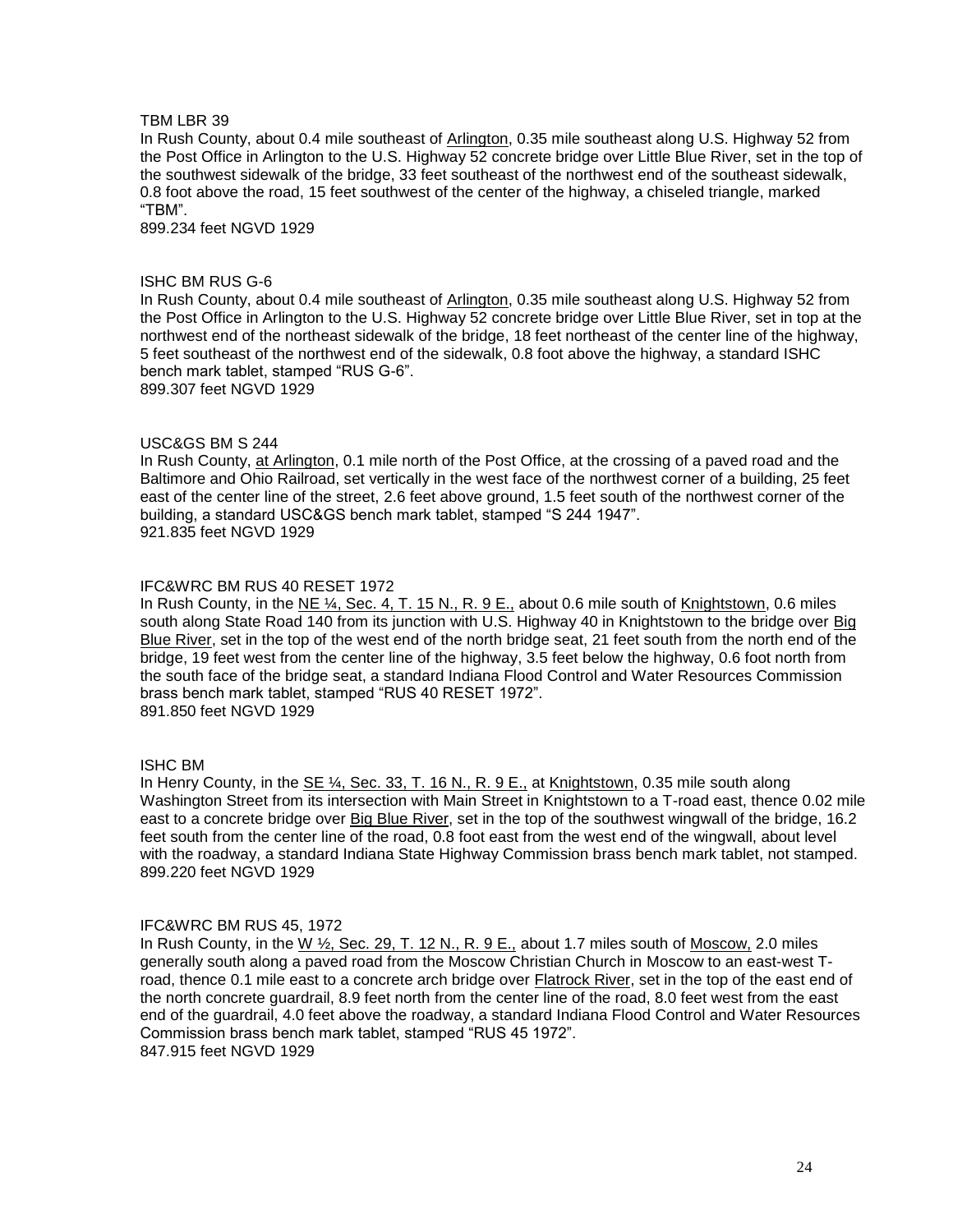TBM LBR 39

In Rush County, about 0.4 mile southeast of Arlington, 0.35 mile southeast along U.S. Highway 52 from the Post Office in Arlington to the U.S. Highway 52 concrete bridge over Little Blue River, set in the top of the southwest sidewalk of the bridge, 33 feet southeast of the northwest end of the southeast sidewalk, 0.8 foot above the road, 15 feet southwest of the center of the highway, a chiseled triangle, marked "TBM".
899.234 feet NGVD 1929

ISHC BM RUS G-6

In Rush County, about 0.4 mile southeast of Arlington, 0.35 mile southeast along U.S. Highway 52 from the Post Office in Arlington to the U.S. Highway 52 concrete bridge over Little Blue River, set in top at the northwest end of the northeast sidewalk of the bridge, 18 feet northeast of the center line of the highway, 5 feet southeast of the northwest end of the sidewalk, 0.8 foot above the highway, a standard ISHC bench mark tablet, stamped "RUS G-6".
899.307 feet NGVD 1929

USC&GS BM S 244

In Rush County, at Arlington, 0.1 mile north of the Post Office, at the crossing of a paved road and the Baltimore and Ohio Railroad, set vertically in the west face of the northwest corner of a building, 25 feet east of the center line of the street, 2.6 feet above ground, 1.5 feet south of the northwest corner of the building, a standard USC&GS bench mark tablet, stamped "S 244 1947".
921.835 feet NGVD 1929

IFC&WRC BM RUS 40 RESET 1972

In Rush County, in the NE ¼, Sec. 4, T. 15 N., R. 9 E., about 0.6 mile south of Knightstown, 0.6 miles south along State Road 140 from its junction with U.S. Highway 40 in Knightstown to the bridge over Big Blue River, set in the top of the west end of the north bridge seat, 21 feet south from the north end of the bridge, 19 feet west from the center line of the highway, 3.5 feet below the highway, 0.6 foot north from the south face of the bridge seat, a standard Indiana Flood Control and Water Resources Commission brass bench mark tablet, stamped "RUS 40 RESET 1972".
891.850 feet NGVD 1929

ISHC BM

In Henry County, in the SE ¼, Sec. 33, T. 16 N., R. 9 E., at Knightstown, 0.35 mile south along Washington Street from its intersection with Main Street in Knightstown to a T-road east, thence 0.02 mile east to a concrete bridge over Big Blue River, set in the top of the southwest wingwall of the bridge, 16.2 feet south from the center line of the road, 0.8 foot east from the west end of the wingwall, about level with the roadway, a standard Indiana State Highway Commission brass bench mark tablet, not stamped.
899.220 feet NGVD 1929

IFC&WRC BM RUS 45, 1972

In Rush County, in the W ½, Sec. 29, T. 12 N., R. 9 E., about 1.7 miles south of Moscow, 2.0 miles generally south along a paved road from the Moscow Christian Church in Moscow to an east-west T-road, thence 0.1 mile east to a concrete arch bridge over Flatrock River, set in the top of the east end of the north concrete guardrail, 8.9 feet north from the center line of the road, 8.0 feet west from the east end of the guardrail, 4.0 feet above the roadway, a standard Indiana Flood Control and Water Resources Commission brass bench mark tablet, stamped "RUS 45 1972".
847.915 feet NGVD 1929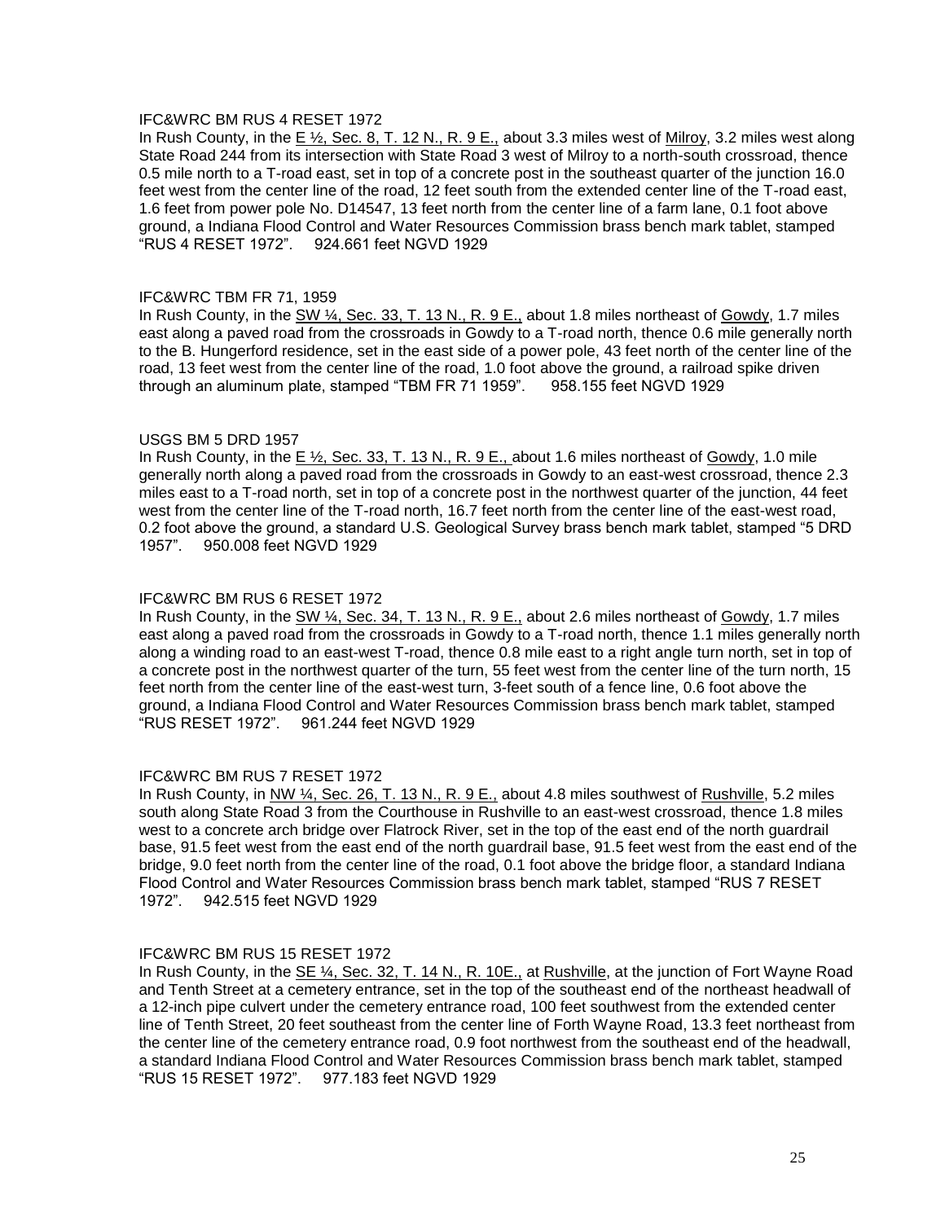IFC&WRC BM RUS 4 RESET 1972

In Rush County, in the E ½, Sec. 8, T. 12 N., R. 9 E., about 3.3 miles west of Milroy, 3.2 miles west along State Road 244 from its intersection with State Road 3 west of Milroy to a north-south crossroad, thence 0.5 mile north to a T-road east, set in top of a concrete post in the southeast quarter of the junction 16.0 feet west from the center line of the road, 12 feet south from the extended center line of the T-road east, 1.6 feet from power pole No. D14547, 13 feet north from the center line of a farm lane, 0.1 foot above ground, a Indiana Flood Control and Water Resources Commission brass bench mark tablet, stamped "RUS 4 RESET 1972". 924.661 feet NGVD 1929

IFC&WRC TBM FR 71, 1959

In Rush County, in the SW ¼, Sec. 33, T. 13 N., R. 9 E., about 1.8 miles northeast of Gowdy, 1.7 miles east along a paved road from the crossroads in Gowdy to a T-road north, thence 0.6 mile generally north to the B. Hungerford residence, set in the east side of a power pole, 43 feet north of the center line of the road, 13 feet west from the center line of the road, 1.0 foot above the ground, a railroad spike driven through an aluminum plate, stamped "TBM FR 71 1959". 958.155 feet NGVD 1929

USGS BM 5 DRD 1957

In Rush County, in the E ½, Sec. 33, T. 13 N., R. 9 E., about 1.6 miles northeast of Gowdy, 1.0 mile generally north along a paved road from the crossroads in Gowdy to an east-west crossroad, thence 2.3 miles east to a T-road north, set in top of a concrete post in the northwest quarter of the junction, 44 feet west from the center line of the T-road north, 16.7 feet north from the center line of the east-west road, 0.2 foot above the ground, a standard U.S. Geological Survey brass bench mark tablet, stamped "5 DRD 1957". 950.008 feet NGVD 1929

IFC&WRC BM RUS 6 RESET 1972

In Rush County, in the SW ¼, Sec. 34, T. 13 N., R. 9 E., about 2.6 miles northeast of Gowdy, 1.7 miles east along a paved road from the crossroads in Gowdy to a T-road north, thence 1.1 miles generally north along a winding road to an east-west T-road, thence 0.8 mile east to a right angle turn north, set in top of a concrete post in the northwest quarter of the turn, 55 feet west from the center line of the turn north, 15 feet north from the center line of the east-west turn, 3-feet south of a fence line, 0.6 foot above the ground, a Indiana Flood Control and Water Resources Commission brass bench mark tablet, stamped "RUS RESET 1972". 961.244 feet NGVD 1929

IFC&WRC BM RUS 7 RESET 1972

In Rush County, in NW ¼, Sec. 26, T. 13 N., R. 9 E., about 4.8 miles southwest of Rushville, 5.2 miles south along State Road 3 from the Courthouse in Rushville to an east-west crossroad, thence 1.8 miles west to a concrete arch bridge over Flatrock River, set in the top of the east end of the north guardrail base, 91.5 feet west from the east end of the north guardrail base, 91.5 feet west from the east end of the bridge, 9.0 feet north from the center line of the road, 0.1 foot above the bridge floor, a standard Indiana Flood Control and Water Resources Commission brass bench mark tablet, stamped "RUS 7 RESET 1972". 942.515 feet NGVD 1929

IFC&WRC BM RUS 15 RESET 1972

In Rush County, in the SE ¼, Sec. 32, T. 14 N., R. 10E., at Rushville, at the junction of Fort Wayne Road and Tenth Street at a cemetery entrance, set in the top of the southeast end of the northeast headwall of a 12-inch pipe culvert under the cemetery entrance road, 100 feet southwest from the extended center line of Tenth Street, 20 feet southeast from the center line of Forth Wayne Road, 13.3 feet northeast from the center line of the cemetery entrance road, 0.9 foot northwest from the southeast end of the headwall, a standard Indiana Flood Control and Water Resources Commission brass bench mark tablet, stamped "RUS 15 RESET 1972". 977.183 feet NGVD 1929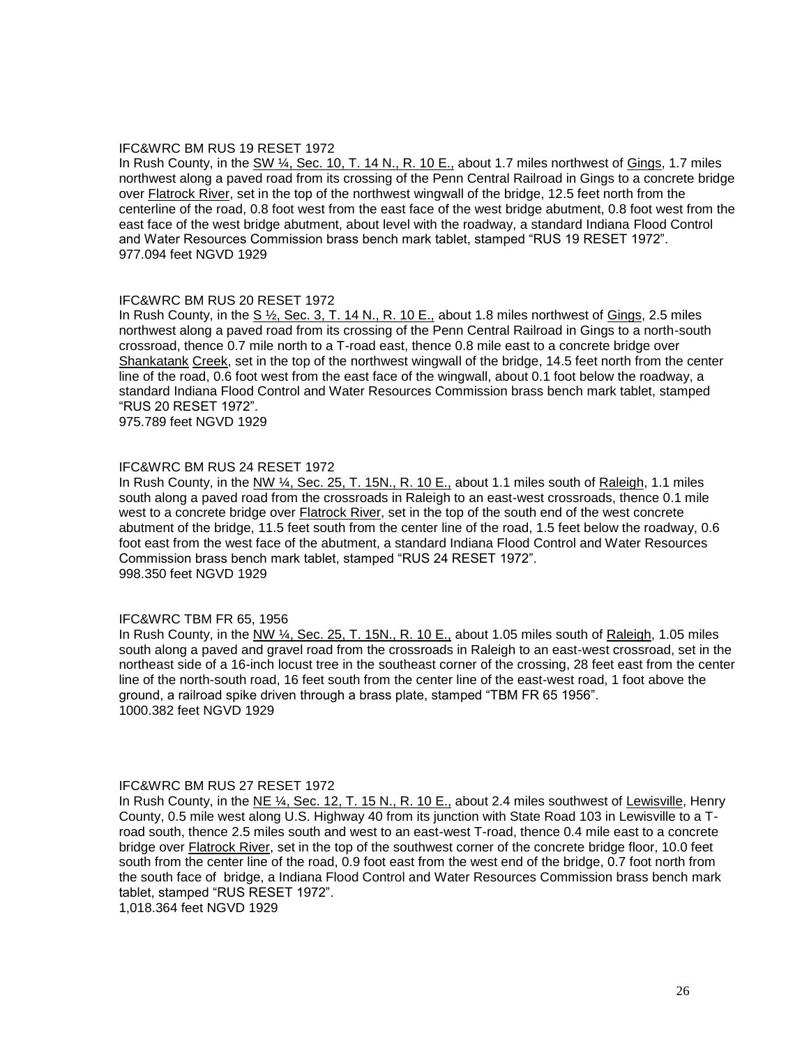IFC&WRC BM RUS 19 RESET 1972

In Rush County, in the SW ¼, Sec. 10, T. 14 N., R. 10 E., about 1.7 miles northwest of Gings, 1.7 miles northwest along a paved road from its crossing of the Penn Central Railroad in Gings to a concrete bridge over Flatrock River, set in the top of the northwest wingwall of the bridge, 12.5 feet north from the centerline of the road, 0.8 foot west from the east face of the west bridge abutment, 0.8 foot west from the east face of the west bridge abutment, about level with the roadway, a standard Indiana Flood Control and Water Resources Commission brass bench mark tablet, stamped "RUS 19 RESET 1972".

977.094 feet NGVD 1929

IFC&WRC BM RUS 20 RESET 1972

In Rush County, in the S ½, Sec. 3, T. 14 N., R. 10 E., about 1.8 miles northwest of Gings, 2.5 miles northwest along a paved road from its crossing of the Penn Central Railroad in Gings to a north-south crossroad, thence 0.7 mile north to a T-road east, thence 0.8 mile east to a concrete bridge over Shankatank Creek, set in the top of the northwest wingwall of the bridge, 14.5 feet north from the center line of the road, 0.6 foot west from the east face of the wingwall, about 0.1 foot below the roadway, a standard Indiana Flood Control and Water Resources Commission brass bench mark tablet, stamped "RUS 20 RESET 1972".

975.789 feet NGVD 1929

IFC&WRC BM RUS 24 RESET 1972

In Rush County, in the NW ¼, Sec. 25, T. 15N., R. 10 E., about 1.1 miles south of Raleigh, 1.1 miles south along a paved road from the crossroads in Raleigh to an east-west crossroads, thence 0.1 mile west to a concrete bridge over Flatrock River, set in the top of the south end of the west concrete abutment of the bridge, 11.5 feet south from the center line of the road, 1.5 feet below the roadway, 0.6 foot east from the west face of the abutment, a standard Indiana Flood Control and Water Resources Commission brass bench mark tablet, stamped "RUS 24 RESET 1972".

998.350 feet NGVD 1929

IFC&WRC TBM FR 65, 1956

In Rush County, in the NW ¼, Sec. 25, T. 15N., R. 10 E., about 1.05 miles south of Raleigh, 1.05 miles south along a paved and gravel road from the crossroads in Raleigh to an east-west crossroad, set in the northeast side of a 16-inch locust tree in the southeast corner of the crossing, 28 feet east from the center line of the north-south road, 16 feet south from the center line of the east-west road, 1 foot above the ground, a railroad spike driven through a brass plate, stamped "TBM FR 65 1956".

1000.382 feet NGVD 1929

IFC&WRC BM RUS 27 RESET 1972

In Rush County, in the NE ¼, Sec. 12, T. 15 N., R. 10 E., about 2.4 miles southwest of Lewisville, Henry County, 0.5 mile west along U.S. Highway 40 from its junction with State Road 103 in Lewisville to a T-road south, thence 2.5 miles south and west to an east-west T-road, thence 0.4 mile east to a concrete bridge over Flatrock River, set in the top of the southwest corner of the concrete bridge floor, 10.0 feet south from the center line of the road, 0.9 foot east from the west end of the bridge, 0.7 foot north from the south face of bridge, a Indiana Flood Control and Water Resources Commission brass bench mark tablet, stamped "RUS RESET 1972".

1,018.364 feet NGVD 1929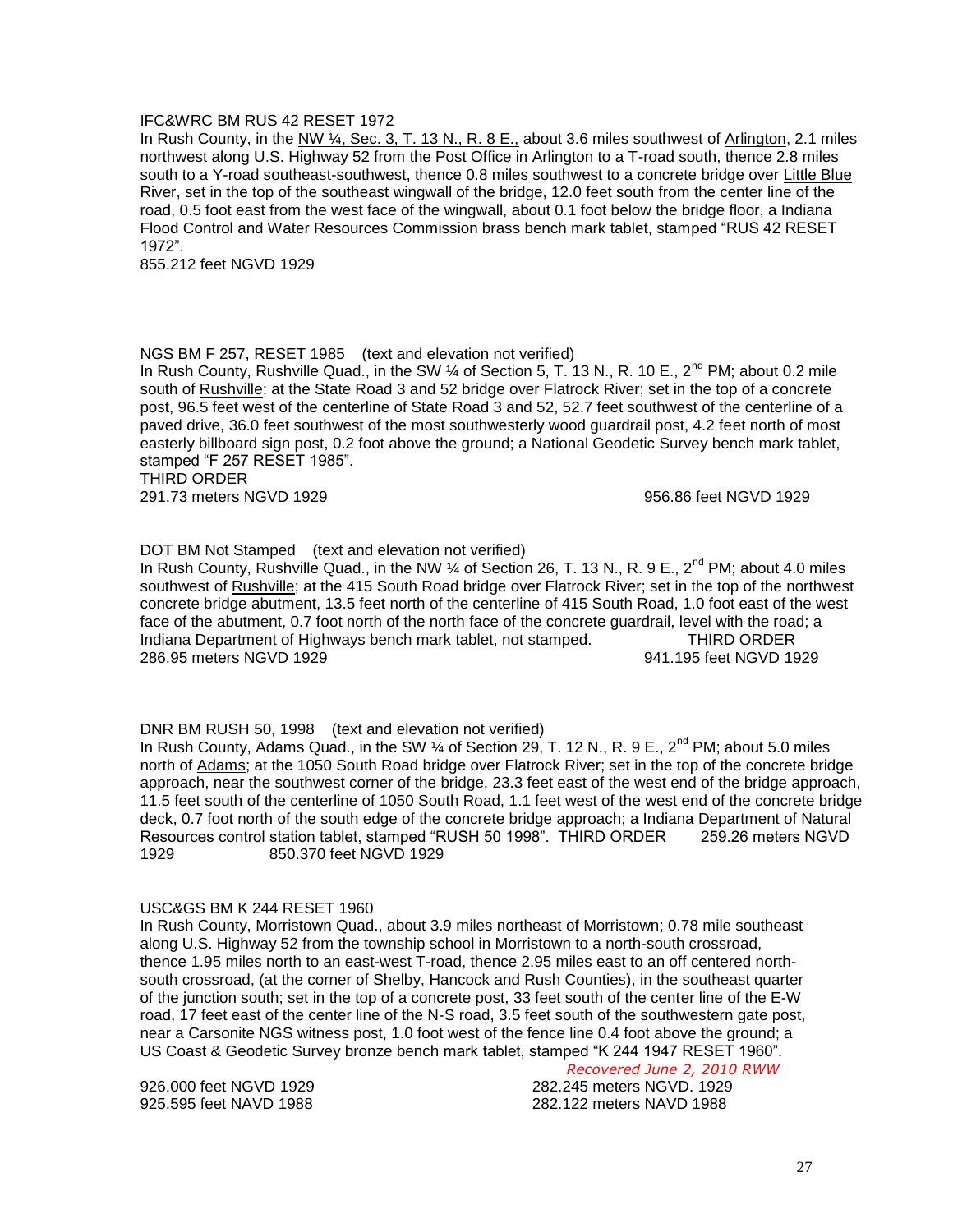IFC&WRC BM RUS 42 RESET 1972

In Rush County, in the NW ¼, Sec. 3, T. 13 N., R. 8 E., about 3.6 miles southwest of Arlington, 2.1 miles northwest along U.S. Highway 52 from the Post Office in Arlington to a T-road south, thence 2.8 miles south to a Y-road southeast-southwest, thence 0.8 miles southwest to a concrete bridge over Little Blue River, set in the top of the southeast wingwall of the bridge, 12.0 feet south from the center line of the road, 0.5 foot east from the west face of the wingwall, about 0.1 foot below the bridge floor, a Indiana Flood Control and Water Resources Commission brass bench mark tablet, stamped "RUS 42 RESET 1972".

855.212 feet NGVD 1929

NGS BM F 257, RESET 1985 (text and elevation not verified)

In Rush County, Rushville Quad., in the SW ¼ of Section 5, T. 13 N., R. 10 E., 2nd PM; about 0.2 mile south of Rushville; at the State Road 3 and 52 bridge over Flatrock River; set in the top of a concrete post, 96.5 feet west of the centerline of State Road 3 and 52, 52.7 feet southwest of the centerline of a paved drive, 36.0 feet southwest of the most southwesterly wood guardrail post, 4.2 feet north of most easterly billboard sign post, 0.2 foot above the ground; a National Geodetic Survey bench mark tablet, stamped "F 257 RESET 1985".

THIRD ORDER

291.73 meters NGVD 1929 956.86 feet NGVD 1929

DOT BM Not Stamped (text and elevation not verified)

In Rush County, Rushville Quad., in the NW ¼ of Section 26, T. 13 N., R. 9 E., 2nd PM; about 4.0 miles southwest of Rushville; at the 415 South Road bridge over Flatrock River; set in the top of the northwest concrete bridge abutment, 13.5 feet north of the centerline of 415 South Road, 1.0 foot east of the west face of the abutment, 0.7 foot north of the north face of the concrete guardrail, level with the road; a Indiana Department of Highways bench mark tablet, not stamped. THIRD ORDER

286.95 meters NGVD 1929 941.195 feet NGVD 1929

DNR BM RUSH 50, 1998 (text and elevation not verified)

In Rush County, Adams Quad., in the SW ¼ of Section 29, T. 12 N., R. 9 E., 2nd PM; about 5.0 miles north of Adams; at the 1050 South Road bridge over Flatrock River; set in the top of the concrete bridge approach, near the southwest corner of the bridge, 23.3 feet east of the west end of the bridge approach, 11.5 feet south of the centerline of 1050 South Road, 1.1 feet west of the west end of the concrete bridge deck, 0.7 foot north of the south edge of the concrete bridge approach; a Indiana Department of Natural Resources control station tablet, stamped "RUSH 50 1998". THIRD ORDER 259.26 meters NGVD 1929 850.370 feet NGVD 1929

USC&GS BM K 244 RESET 1960

In Rush County, Morristown Quad., about 3.9 miles northeast of Morristown; 0.78 mile southeast along U.S. Highway 52 from the township school in Morristown to a north-south crossroad, thence 1.95 miles north to an east-west T-road, thence 2.95 miles east to an off centered north-south crossroad, (at the corner of Shelby, Hancock and Rush Counties), in the southeast quarter of the junction south; set in the top of a concrete post, 33 feet south of the center line of the E-W road, 17 feet east of the center line of the N-S road, 3.5 feet south of the southwestern gate post, near a Carsonite NGS witness post, 1.0 foot west of the fence line 0.4 foot above the ground; a US Coast & Geodetic Survey bronze bench mark tablet, stamped "K 244 1947 RESET 1960".

*Recovered June 2, 2010 RWW*

926.000 feet NGVD 1929 282.245 meters NGVD. 1929

925.595 feet NAVD 1988 282.122 meters NAVD 1988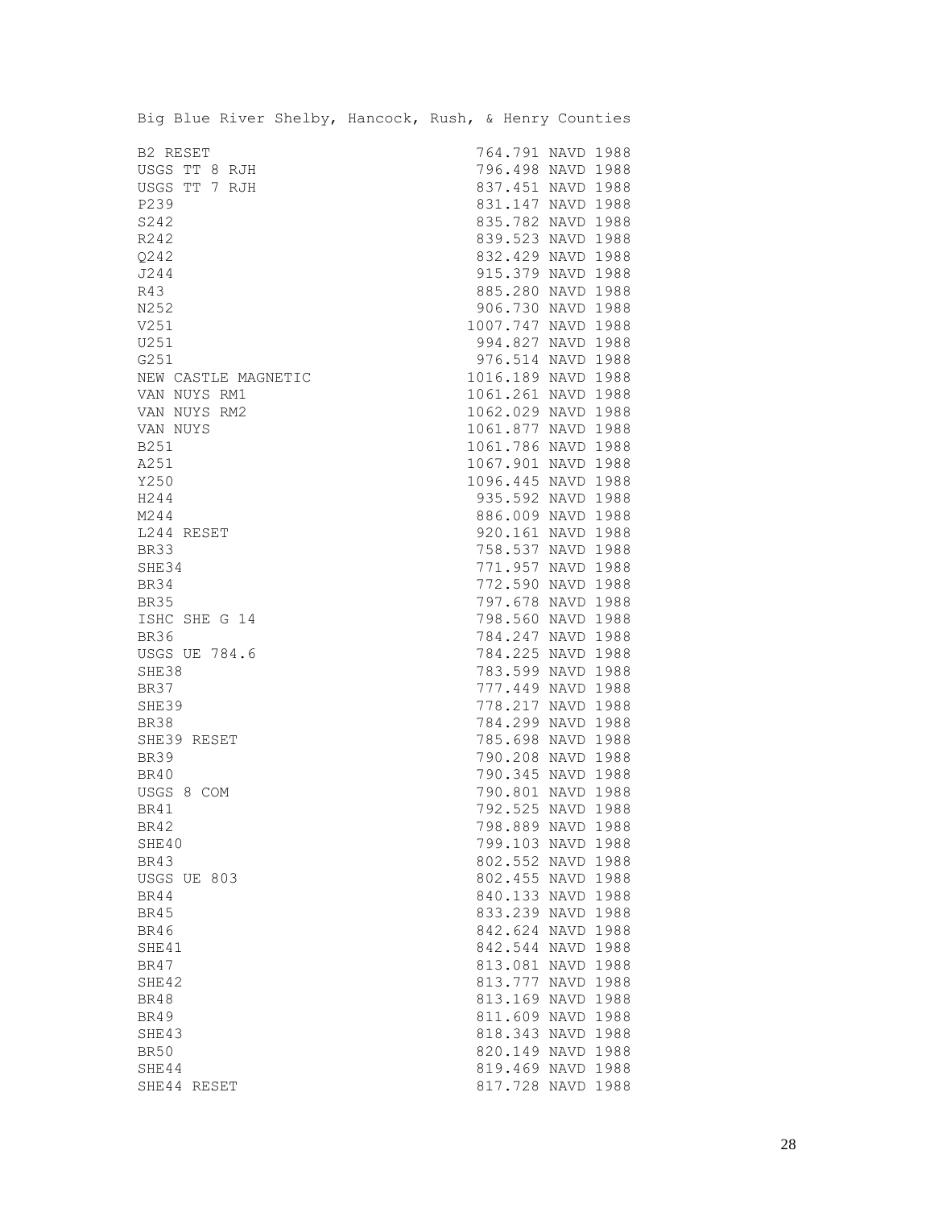Big Blue River Shelby, Hancock, Rush, & Henry Counties

| | |
|---|---|
| B2 RESET | 764.791 NAVD 1988 |
| USGS TT 8 RJH | 796.498 NAVD 1988 |
| USGS TT 7 RJH | 837.451 NAVD 1988 |
| P239 | 831.147 NAVD 1988 |
| S242 | 835.782 NAVD 1988 |
| R242 | 839.523 NAVD 1988 |
| Q242 | 832.429 NAVD 1988 |
| J244 | 915.379 NAVD 1988 |
| R43 | 885.280 NAVD 1988 |
| N252 | 906.730 NAVD 1988 |
| V251 | 1007.747 NAVD 1988 |
| U251 | 994.827 NAVD 1988 |
| G251 | 976.514 NAVD 1988 |
| NEW CASTLE MAGNETIC | 1016.189 NAVD 1988 |
| VAN NUYS RM1 | 1061.261 NAVD 1988 |
| VAN NUYS RM2 | 1062.029 NAVD 1988 |
| VAN NUYS | 1061.877 NAVD 1988 |
| B251 | 1061.786 NAVD 1988 |
| A251 | 1067.901 NAVD 1988 |
| Y250 | 1096.445 NAVD 1988 |
| H244 | 935.592 NAVD 1988 |
| M244 | 886.009 NAVD 1988 |
| L244 RESET | 920.161 NAVD 1988 |
| BR33 | 758.537 NAVD 1988 |
| SHE34 | 771.957 NAVD 1988 |
| BR34 | 772.590 NAVD 1988 |
| BR35 | 797.678 NAVD 1988 |
| ISHC SHE G 14 | 798.560 NAVD 1988 |
| BR36 | 784.247 NAVD 1988 |
| USGS UE 784.6 | 784.225 NAVD 1988 |
| SHE38 | 783.599 NAVD 1988 |
| BR37 | 777.449 NAVD 1988 |
| SHE39 | 778.217 NAVD 1988 |
| BR38 | 784.299 NAVD 1988 |
| SHE39 RESET | 785.698 NAVD 1988 |
| BR39 | 790.208 NAVD 1988 |
| BR40 | 790.345 NAVD 1988 |
| USGS 8 COM | 790.801 NAVD 1988 |
| BR41 | 792.525 NAVD 1988 |
| BR42 | 798.889 NAVD 1988 |
| SHE40 | 799.103 NAVD 1988 |
| BR43 | 802.552 NAVD 1988 |
| USGS UE 803 | 802.455 NAVD 1988 |
| BR44 | 840.133 NAVD 1988 |
| BR45 | 833.239 NAVD 1988 |
| BR46 | 842.624 NAVD 1988 |
| SHE41 | 842.544 NAVD 1988 |
| BR47 | 813.081 NAVD 1988 |
| SHE42 | 813.777 NAVD 1988 |
| BR48 | 813.169 NAVD 1988 |
| BR49 | 811.609 NAVD 1988 |
| SHE43 | 818.343 NAVD 1988 |
| BR50 | 820.149 NAVD 1988 |
| SHE44 | 819.469 NAVD 1988 |
| SHE44 RESET | 817.728 NAVD 1988 |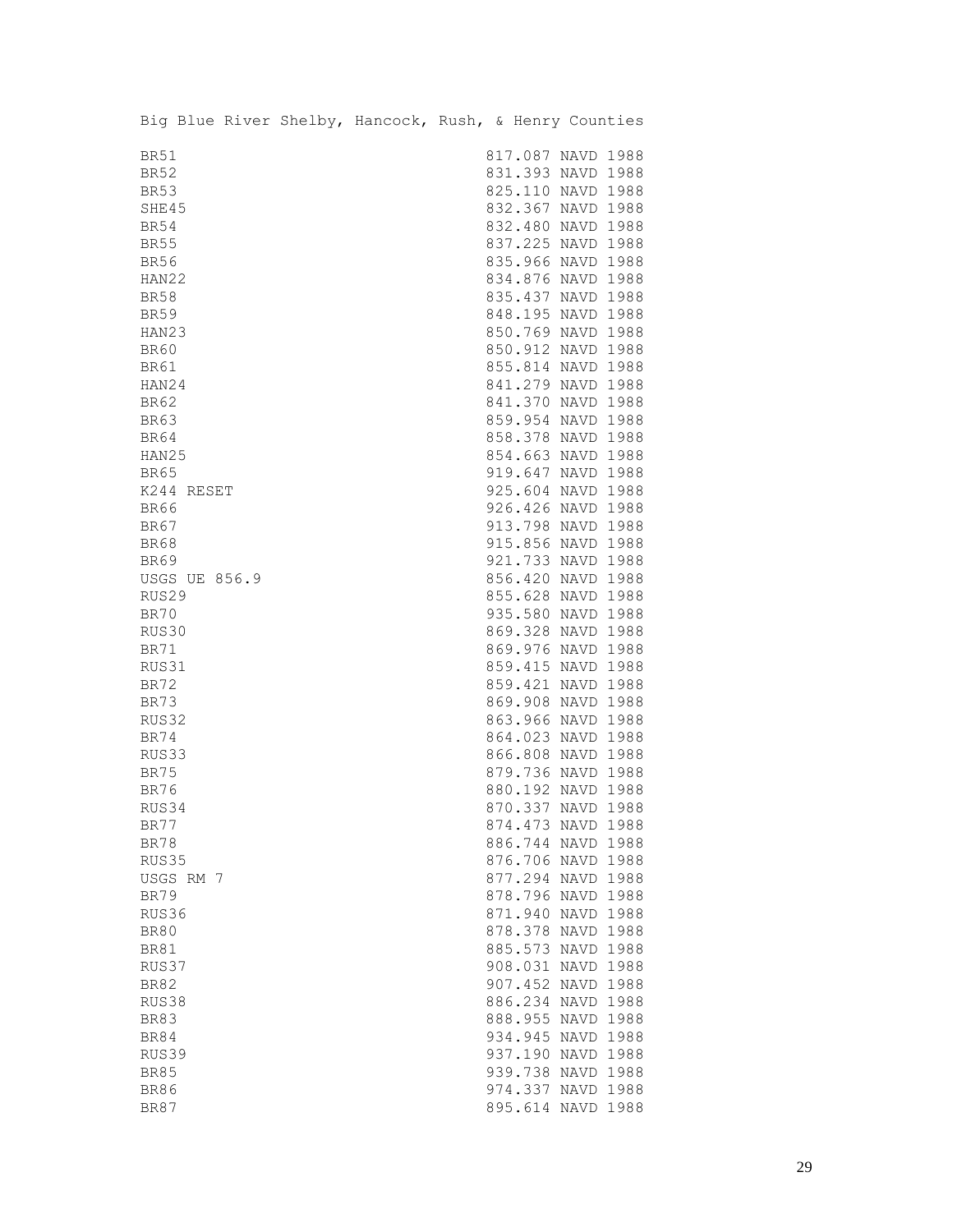Big Blue River Shelby, Hancock, Rush, & Henry Counties

| | |
|---|---|
| BR51 | 817.087 NAVD 1988 |
| BR52 | 831.393 NAVD 1988 |
| BR53 | 825.110 NAVD 1988 |
| SHE45 | 832.367 NAVD 1988 |
| BR54 | 832.480 NAVD 1988 |
| BR55 | 837.225 NAVD 1988 |
| BR56 | 835.966 NAVD 1988 |
| HAN22 | 834.876 NAVD 1988 |
| BR58 | 835.437 NAVD 1988 |
| BR59 | 848.195 NAVD 1988 |
| HAN23 | 850.769 NAVD 1988 |
| BR60 | 850.912 NAVD 1988 |
| BR61 | 855.814 NAVD 1988 |
| HAN24 | 841.279 NAVD 1988 |
| BR62 | 841.370 NAVD 1988 |
| BR63 | 859.954 NAVD 1988 |
| BR64 | 858.378 NAVD 1988 |
| HAN25 | 854.663 NAVD 1988 |
| BR65 | 919.647 NAVD 1988 |
| K244 RESET | 925.604 NAVD 1988 |
| BR66 | 926.426 NAVD 1988 |
| BR67 | 913.798 NAVD 1988 |
| BR68 | 915.856 NAVD 1988 |
| BR69 | 921.733 NAVD 1988 |
| USGS UE 856.9 | 856.420 NAVD 1988 |
| RUS29 | 855.628 NAVD 1988 |
| BR70 | 935.580 NAVD 1988 |
| RUS30 | 869.328 NAVD 1988 |
| BR71 | 869.976 NAVD 1988 |
| RUS31 | 859.415 NAVD 1988 |
| BR72 | 859.421 NAVD 1988 |
| BR73 | 869.908 NAVD 1988 |
| RUS32 | 863.966 NAVD 1988 |
| BR74 | 864.023 NAVD 1988 |
| RUS33 | 866.808 NAVD 1988 |
| BR75 | 879.736 NAVD 1988 |
| BR76 | 880.192 NAVD 1988 |
| RUS34 | 870.337 NAVD 1988 |
| BR77 | 874.473 NAVD 1988 |
| BR78 | 886.744 NAVD 1988 |
| RUS35 | 876.706 NAVD 1988 |
| USGS RM 7 | 877.294 NAVD 1988 |
| BR79 | 878.796 NAVD 1988 |
| RUS36 | 871.940 NAVD 1988 |
| BR80 | 878.378 NAVD 1988 |
| BR81 | 885.573 NAVD 1988 |
| RUS37 | 908.031 NAVD 1988 |
| BR82 | 907.452 NAVD 1988 |
| RUS38 | 886.234 NAVD 1988 |
| BR83 | 888.955 NAVD 1988 |
| BR84 | 934.945 NAVD 1988 |
| RUS39 | 937.190 NAVD 1988 |
| BR85 | 939.738 NAVD 1988 |
| BR86 | 974.337 NAVD 1988 |
| BR87 | 895.614 NAVD 1988 |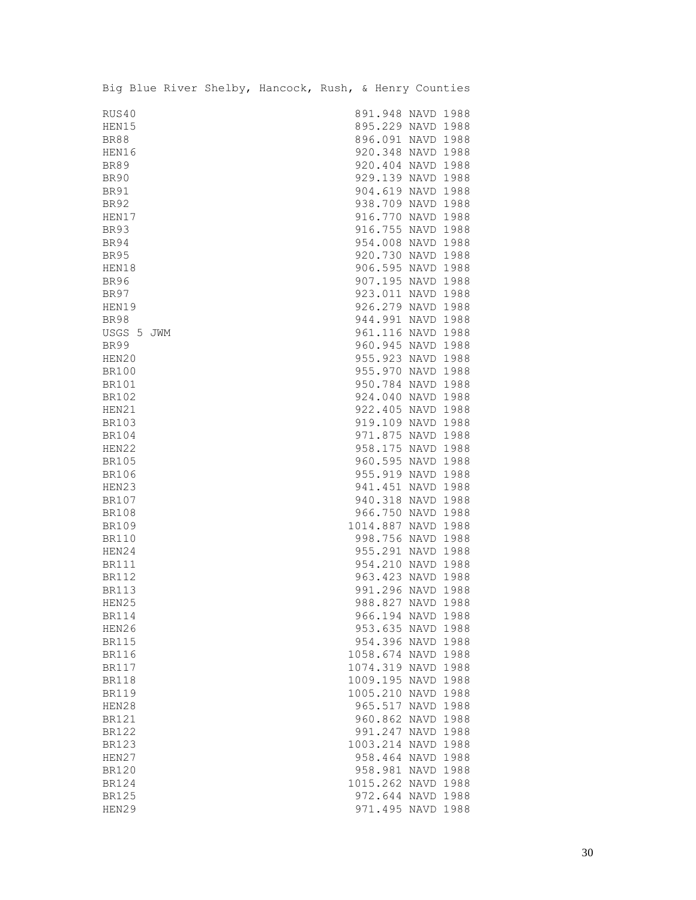Big Blue River Shelby, Hancock, Rush, & Henry Counties

| | |
|---|---|
| RUS40 | 891.948 NAVD 1988 |
| HEN15 | 895.229 NAVD 1988 |
| BR88 | 896.091 NAVD 1988 |
| HEN16 | 920.348 NAVD 1988 |
| BR89 | 920.404 NAVD 1988 |
| BR90 | 929.139 NAVD 1988 |
| BR91 | 904.619 NAVD 1988 |
| BR92 | 938.709 NAVD 1988 |
| HEN17 | 916.770 NAVD 1988 |
| BR93 | 916.755 NAVD 1988 |
| BR94 | 954.008 NAVD 1988 |
| BR95 | 920.730 NAVD 1988 |
| HEN18 | 906.595 NAVD 1988 |
| BR96 | 907.195 NAVD 1988 |
| BR97 | 923.011 NAVD 1988 |
| HEN19 | 926.279 NAVD 1988 |
| BR98 | 944.991 NAVD 1988 |
| USGS 5 JWM | 961.116 NAVD 1988 |
| BR99 | 960.945 NAVD 1988 |
| HEN20 | 955.923 NAVD 1988 |
| BR100 | 955.970 NAVD 1988 |
| BR101 | 950.784 NAVD 1988 |
| BR102 | 924.040 NAVD 1988 |
| HEN21 | 922.405 NAVD 1988 |
| BR103 | 919.109 NAVD 1988 |
| BR104 | 971.875 NAVD 1988 |
| HEN22 | 958.175 NAVD 1988 |
| BR105 | 960.595 NAVD 1988 |
| BR106 | 955.919 NAVD 1988 |
| HEN23 | 941.451 NAVD 1988 |
| BR107 | 940.318 NAVD 1988 |
| BR108 | 966.750 NAVD 1988 |
| BR109 | 1014.887 NAVD 1988 |
| BR110 | 998.756 NAVD 1988 |
| HEN24 | 955.291 NAVD 1988 |
| BR111 | 954.210 NAVD 1988 |
| BR112 | 963.423 NAVD 1988 |
| BR113 | 991.296 NAVD 1988 |
| HEN25 | 988.827 NAVD 1988 |
| BR114 | 966.194 NAVD 1988 |
| HEN26 | 953.635 NAVD 1988 |
| BR115 | 954.396 NAVD 1988 |
| BR116 | 1058.674 NAVD 1988 |
| BR117 | 1074.319 NAVD 1988 |
| BR118 | 1009.195 NAVD 1988 |
| BR119 | 1005.210 NAVD 1988 |
| HEN28 | 965.517 NAVD 1988 |
| BR121 | 960.862 NAVD 1988 |
| BR122 | 991.247 NAVD 1988 |
| BR123 | 1003.214 NAVD 1988 |
| HEN27 | 958.464 NAVD 1988 |
| BR120 | 958.981 NAVD 1988 |
| BR124 | 1015.262 NAVD 1988 |
| BR125 | 972.644 NAVD 1988 |
| HEN29 | 971.495 NAVD 1988 |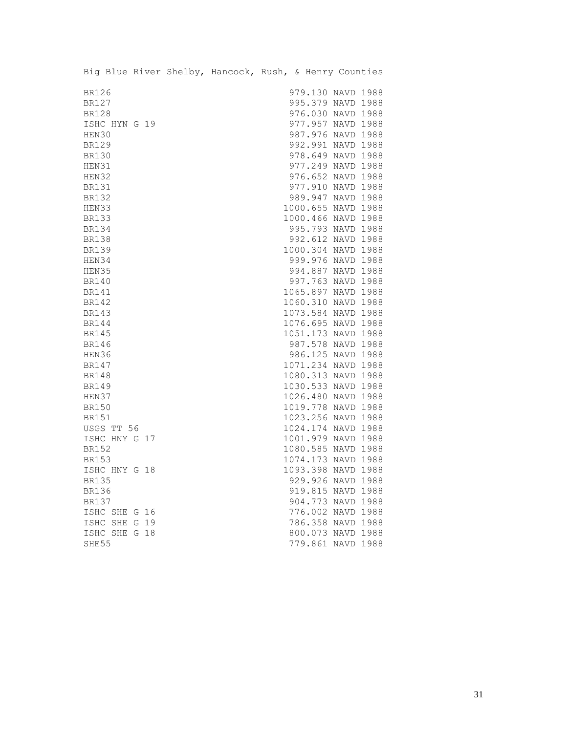Big Blue River Shelby, Hancock, Rush, & Henry Counties

| | |
|---|---|
| BR126 | 979.130 NAVD 1988 |
| BR127 | 995.379 NAVD 1988 |
| BR128 | 976.030 NAVD 1988 |
| ISHC HYN G 19 | 977.957 NAVD 1988 |
| HEN30 | 987.976 NAVD 1988 |
| BR129 | 992.991 NAVD 1988 |
| BR130 | 978.649 NAVD 1988 |
| HEN31 | 977.249 NAVD 1988 |
| HEN32 | 976.652 NAVD 1988 |
| BR131 | 977.910 NAVD 1988 |
| BR132 | 989.947 NAVD 1988 |
| HEN33 | 1000.655 NAVD 1988 |
| BR133 | 1000.466 NAVD 1988 |
| BR134 | 995.793 NAVD 1988 |
| BR138 | 992.612 NAVD 1988 |
| BR139 | 1000.304 NAVD 1988 |
| HEN34 | 999.976 NAVD 1988 |
| HEN35 | 994.887 NAVD 1988 |
| BR140 | 997.763 NAVD 1988 |
| BR141 | 1065.897 NAVD 1988 |
| BR142 | 1060.310 NAVD 1988 |
| BR143 | 1073.584 NAVD 1988 |
| BR144 | 1076.695 NAVD 1988 |
| BR145 | 1051.173 NAVD 1988 |
| BR146 | 987.578 NAVD 1988 |
| HEN36 | 986.125 NAVD 1988 |
| BR147 | 1071.234 NAVD 1988 |
| BR148 | 1080.313 NAVD 1988 |
| BR149 | 1030.533 NAVD 1988 |
| HEN37 | 1026.480 NAVD 1988 |
| BR150 | 1019.778 NAVD 1988 |
| BR151 | 1023.256 NAVD 1988 |
| USGS TT 56 | 1024.174 NAVD 1988 |
| ISHC HNY G 17 | 1001.979 NAVD 1988 |
| BR152 | 1080.585 NAVD 1988 |
| BR153 | 1074.173 NAVD 1988 |
| ISHC HNY G 18 | 1093.398 NAVD 1988 |
| BR135 | 929.926 NAVD 1988 |
| BR136 | 919.815 NAVD 1988 |
| BR137 | 904.773 NAVD 1988 |
| ISHC SHE G 16 | 776.002 NAVD 1988 |
| ISHC SHE G 19 | 786.358 NAVD 1988 |
| ISHC SHE G 18 | 800.073 NAVD 1988 |
| SHE55 | 779.861 NAVD 1988 |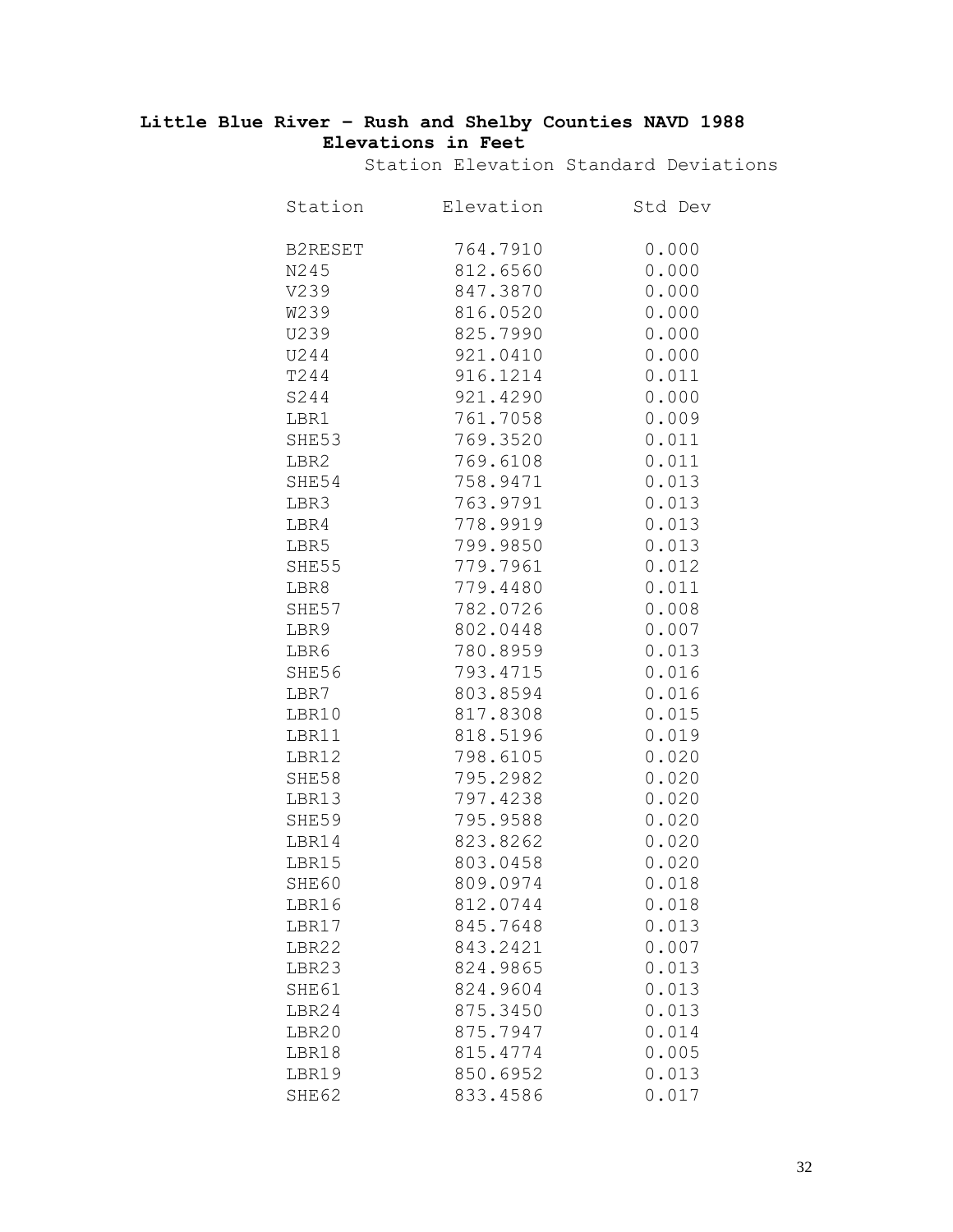**Little Blue River – Rush and Shelby Counties NAVD 1988**
**Elevations in Feet**

Station Elevation Standard Deviations

| Station | Elevation | Std Dev |
|---|---|---|
| B2RESET | 764.7910 | 0.000 |
| N245 | 812.6560 | 0.000 |
| V239 | 847.3870 | 0.000 |
| W239 | 816.0520 | 0.000 |
| U239 | 825.7990 | 0.000 |
| U244 | 921.0410 | 0.000 |
| T244 | 916.1214 | 0.011 |
| S244 | 921.4290 | 0.000 |
| LBR1 | 761.7058 | 0.009 |
| SHE53 | 769.3520 | 0.011 |
| LBR2 | 769.6108 | 0.011 |
| SHE54 | 758.9471 | 0.013 |
| LBR3 | 763.9791 | 0.013 |
| LBR4 | 778.9919 | 0.013 |
| LBR5 | 799.9850 | 0.013 |
| SHE55 | 779.7961 | 0.012 |
| LBR8 | 779.4480 | 0.011 |
| SHE57 | 782.0726 | 0.008 |
| LBR9 | 802.0448 | 0.007 |
| LBR6 | 780.8959 | 0.013 |
| SHE56 | 793.4715 | 0.016 |
| LBR7 | 803.8594 | 0.016 |
| LBR10 | 817.8308 | 0.015 |
| LBR11 | 818.5196 | 0.019 |
| LBR12 | 798.6105 | 0.020 |
| SHE58 | 795.2982 | 0.020 |
| LBR13 | 797.4238 | 0.020 |
| SHE59 | 795.9588 | 0.020 |
| LBR14 | 823.8262 | 0.020 |
| LBR15 | 803.0458 | 0.020 |
| SHE60 | 809.0974 | 0.018 |
| LBR16 | 812.0744 | 0.018 |
| LBR17 | 845.7648 | 0.013 |
| LBR22 | 843.2421 | 0.007 |
| LBR23 | 824.9865 | 0.013 |
| SHE61 | 824.9604 | 0.013 |
| LBR24 | 875.3450 | 0.013 |
| LBR20 | 875.7947 | 0.014 |
| LBR18 | 815.4774 | 0.005 |
| LBR19 | 850.6952 | 0.013 |
| SHE62 | 833.4586 | 0.017 |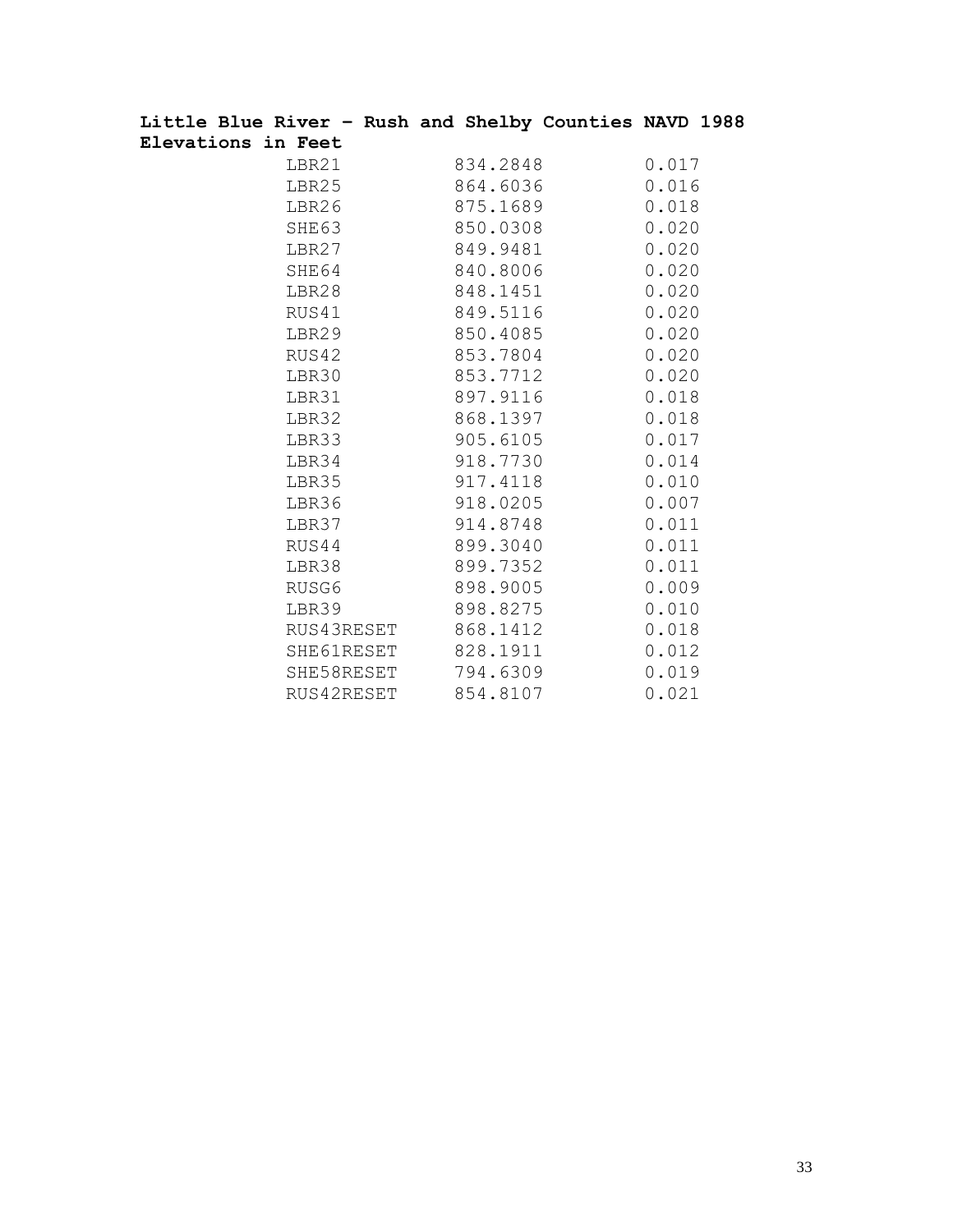**Little Blue River – Rush and Shelby Counties NAVD 1988 Elevations in Feet**

| | | |
|---|---|---|
| LBR21 | 834.2848 | 0.017 |
| LBR25 | 864.6036 | 0.016 |
| LBR26 | 875.1689 | 0.018 |
| SHE63 | 850.0308 | 0.020 |
| LBR27 | 849.9481 | 0.020 |
| SHE64 | 840.8006 | 0.020 |
| LBR28 | 848.1451 | 0.020 |
| RUS41 | 849.5116 | 0.020 |
| LBR29 | 850.4085 | 0.020 |
| RUS42 | 853.7804 | 0.020 |
| LBR30 | 853.7712 | 0.020 |
| LBR31 | 897.9116 | 0.018 |
| LBR32 | 868.1397 | 0.018 |
| LBR33 | 905.6105 | 0.017 |
| LBR34 | 918.7730 | 0.014 |
| LBR35 | 917.4118 | 0.010 |
| LBR36 | 918.0205 | 0.007 |
| LBR37 | 914.8748 | 0.011 |
| RUS44 | 899.3040 | 0.011 |
| LBR38 | 899.7352 | 0.011 |
| RUSG6 | 898.9005 | 0.009 |
| LBR39 | 898.8275 | 0.010 |
| RUS43RESET | 868.1412 | 0.018 |
| SHE61RESET | 828.1911 | 0.012 |
| SHE58RESET | 794.6309 | 0.019 |
| RUS42RESET | 854.8107 | 0.021 |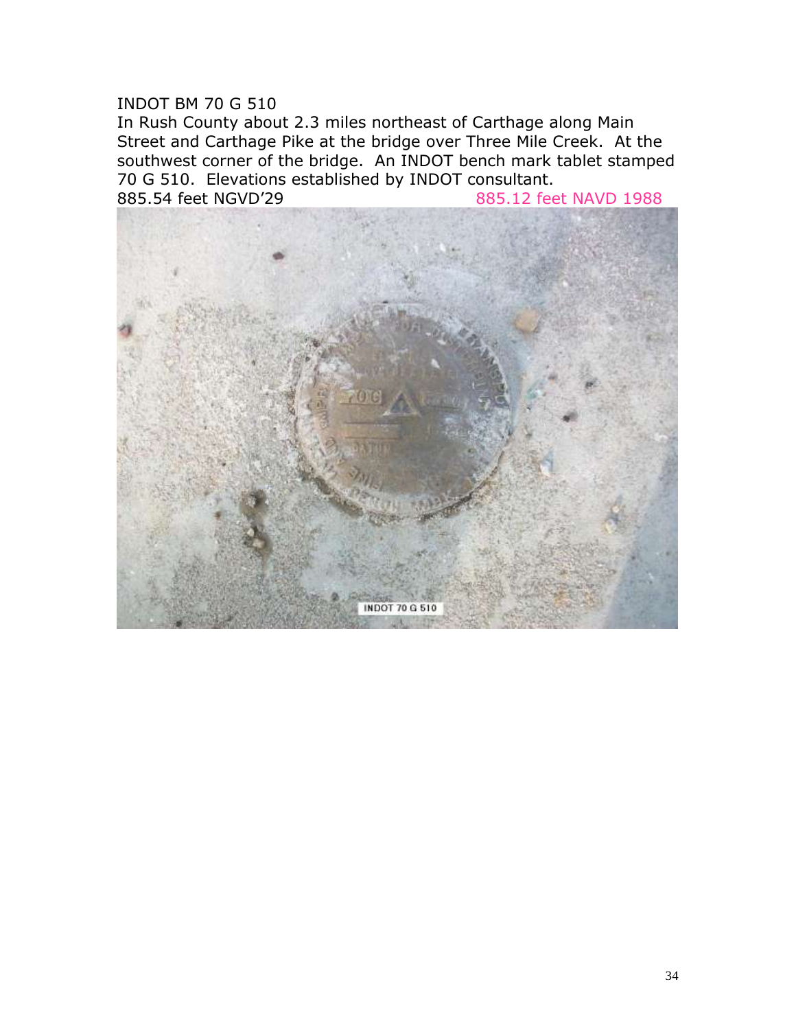INDOT BM 70 G 510

In Rush County about 2.3 miles northeast of Carthage along Main Street and Carthage Pike at the bridge over Three Mile Creek. At the southwest corner of the bridge. An INDOT bench mark tablet stamped 70 G 510. Elevations established by INDOT consultant.

885.54 feet NGVD'29 885.12 feet NAVD 1988